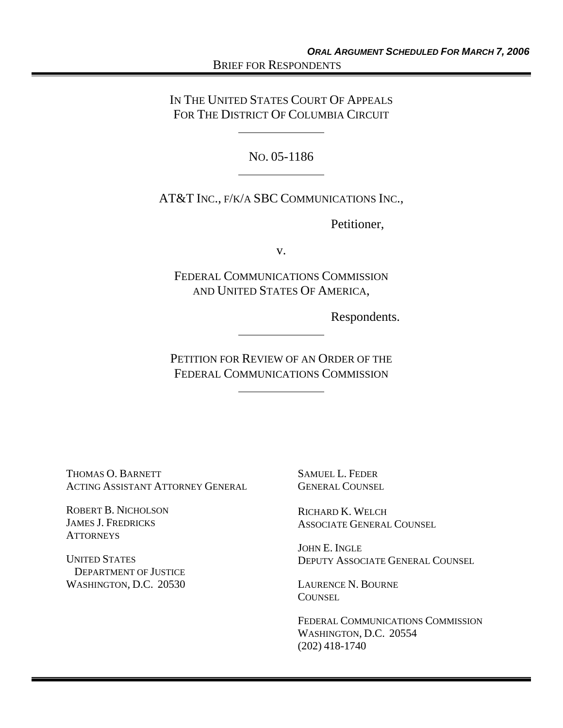***ORAL ARGUMENT SCHEDULED FOR MARCH 7, 2006***

BRIEF FOR RESPONDENTS

IN THE UNITED STATES COURT OF APPEALS
FOR THE DISTRICT OF COLUMBIA CIRCUIT

---

NO. 05-1186

---

AT&T INC., F/K/A SBC COMMUNICATIONS INC.,

Petitioner,

v.

FEDERAL COMMUNICATIONS COMMISSION
AND UNITED STATES OF AMERICA,

Respondents.

---

PETITION FOR REVIEW OF AN ORDER OF THE
FEDERAL COMMUNICATIONS COMMISSION

---

THOMAS O. BARNETT
ACTING ASSISTANT ATTORNEY GENERAL

ROBERT B. NICHOLSON
JAMES J. FREDRICKS
ATTORNEYS

UNITED STATES
DEPARTMENT OF JUSTICE
WASHINGTON, D.C. 20530

SAMUEL L. FEDER
GENERAL COUNSEL

RICHARD K. WELCH
ASSOCIATE GENERAL COUNSEL

JOHN E. INGLE
DEPUTY ASSOCIATE GENERAL COUNSEL

LAURENCE N. BOURNE
COUNSEL

FEDERAL COMMUNICATIONS COMMISSION
WASHINGTON, D.C. 20554
(202) 418-1740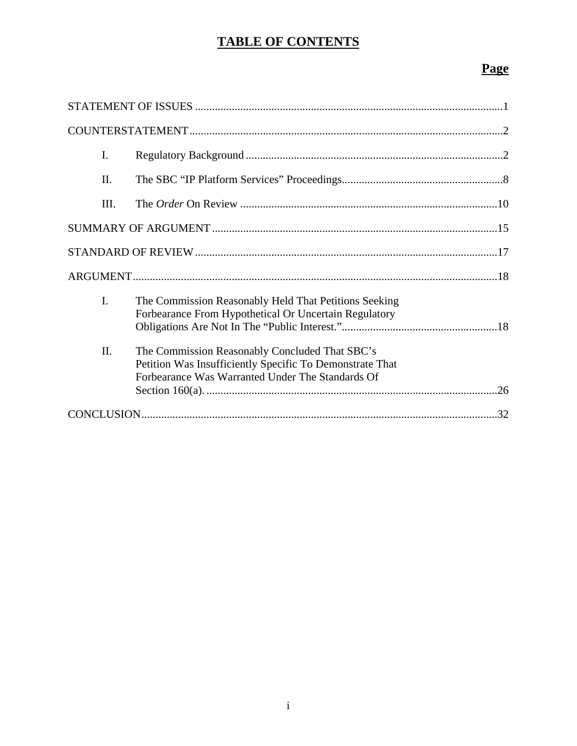# TABLE OF CONTENTS

**Page**

| | |
|---|---|
| STATEMENT OF ISSUES | 1 |
| COUNTERSTATEMENT | 2 |
| I. Regulatory Background | 2 |
| II. The SBC "IP Platform Services" Proceedings | 8 |
| III. The *Order* On Review | 10 |
| SUMMARY OF ARGUMENT | 15 |
| STANDARD OF REVIEW | 17 |
| ARGUMENT | 18 |
| I. The Commission Reasonably Held That Petitions Seeking Forbearance From Hypothetical Or Uncertain Regulatory Obligations Are Not In The "Public Interest." | 18 |
| II. The Commission Reasonably Concluded That SBC's Petition Was Insufficiently Specific To Demonstrate That Forbearance Was Warranted Under The Standards Of Section 160(a). | 26 |
| CONCLUSION | 32 |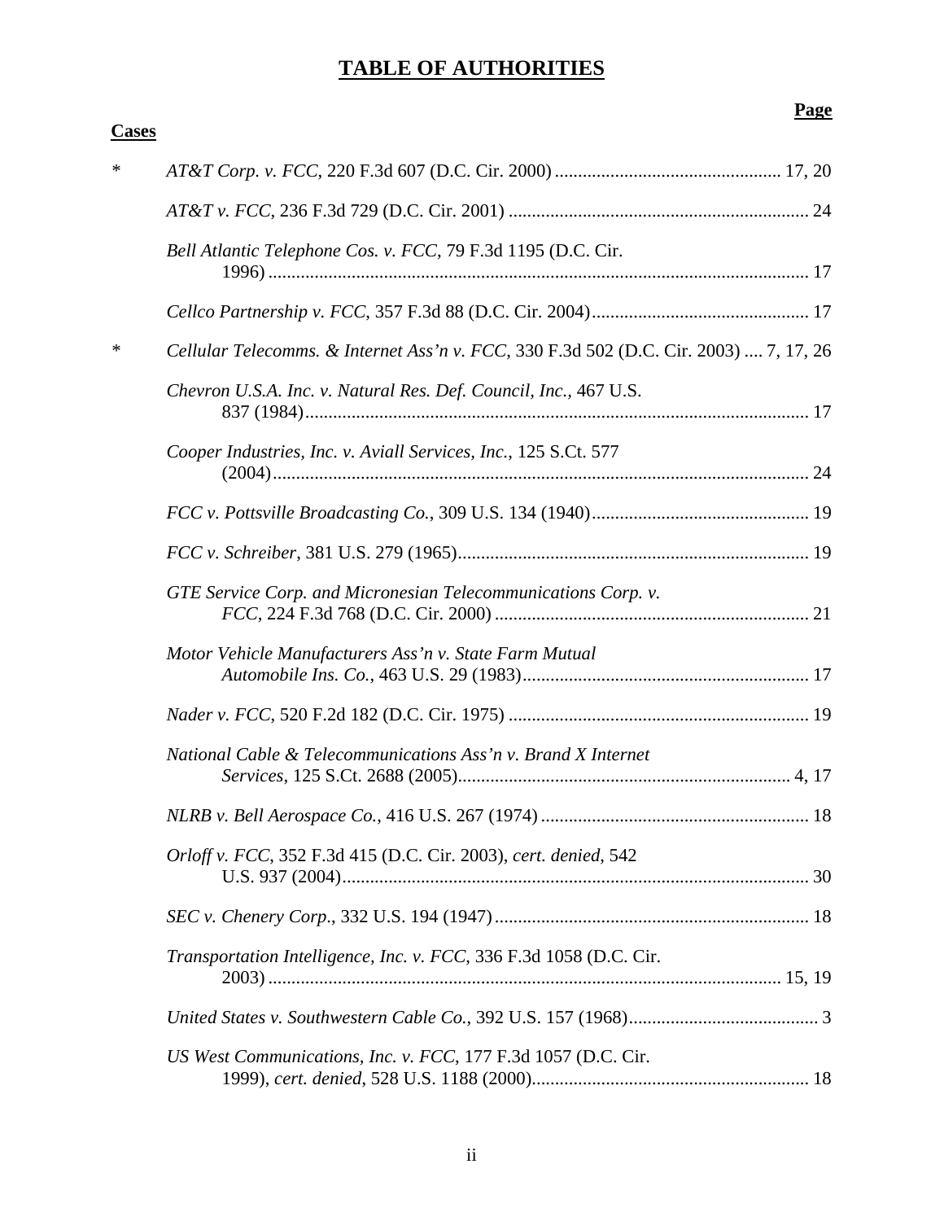# TABLE OF AUTHORITIES

**Page**

**Cases**

\* *AT&T Corp. v. FCC*, 220 F.3d 607 (D.C. Cir. 2000) ................................................ 17, 20

*AT&T v. FCC*, 236 F.3d 729 (D.C. Cir. 2001) ................................................................ 24

*Bell Atlantic Telephone Cos. v. FCC*, 79 F.3d 1195 (D.C. Cir. 1996) ................................................................................................................ 17

*Cellco Partnership v. FCC*, 357 F.3d 88 (D.C. Cir. 2004).............................................. 17

\* *Cellular Telecomms. & Internet Ass'n v. FCC*, 330 F.3d 502 (D.C. Cir. 2003) .... 7, 17, 26

*Chevron U.S.A. Inc. v. Natural Res. Def. Council, Inc.*, 467 U.S. 837 (1984)........................................................................................................... 17

*Cooper Industries, Inc. v. Aviall Services, Inc.*, 125 S.Ct. 577 (2004)................................................................................................................. 24

*FCC v. Pottsville Broadcasting Co.*, 309 U.S. 134 (1940).............................................. 19

*FCC v. Schreiber*, 381 U.S. 279 (1965)........................................................................... 19

*GTE Service Corp. and Micronesian Telecommunications Corp. v. FCC*, 224 F.3d 768 (D.C. Cir. 2000) ................................................................... 21

*Motor Vehicle Manufacturers Ass'n v. State Farm Mutual Automobile Ins. Co.*, 463 U.S. 29 (1983)............................................................. 17

*Nader v. FCC*, 520 F.2d 182 (D.C. Cir. 1975) ................................................................ 19

*National Cable & Telecommunications Ass'n v. Brand X Internet Services*, 125 S.Ct. 2688 (2005)....................................................................... 4, 17

*NLRB v. Bell Aerospace Co.*, 416 U.S. 267 (1974) .......................................................... 18

*Orloff v. FCC*, 352 F.3d 415 (D.C. Cir. 2003), *cert. denied*, 542 U.S. 937 (2004)................................................................................................... 30

*SEC v. Chenery Corp*., 332 U.S. 194 (1947)................................................................... 18

*Transportation Intelligence, Inc. v. FCC*, 336 F.3d 1058 (D.C. Cir. 2003) ............................................................................................................ 15, 19

*United States v. Southwestern Cable Co.*, 392 U.S. 157 (1968)......................................... 3

*US West Communications, Inc. v. FCC*, 177 F.3d 1057 (D.C. Cir. 1999), *cert. denied*, 528 U.S. 1188 (2000)........................................................... 18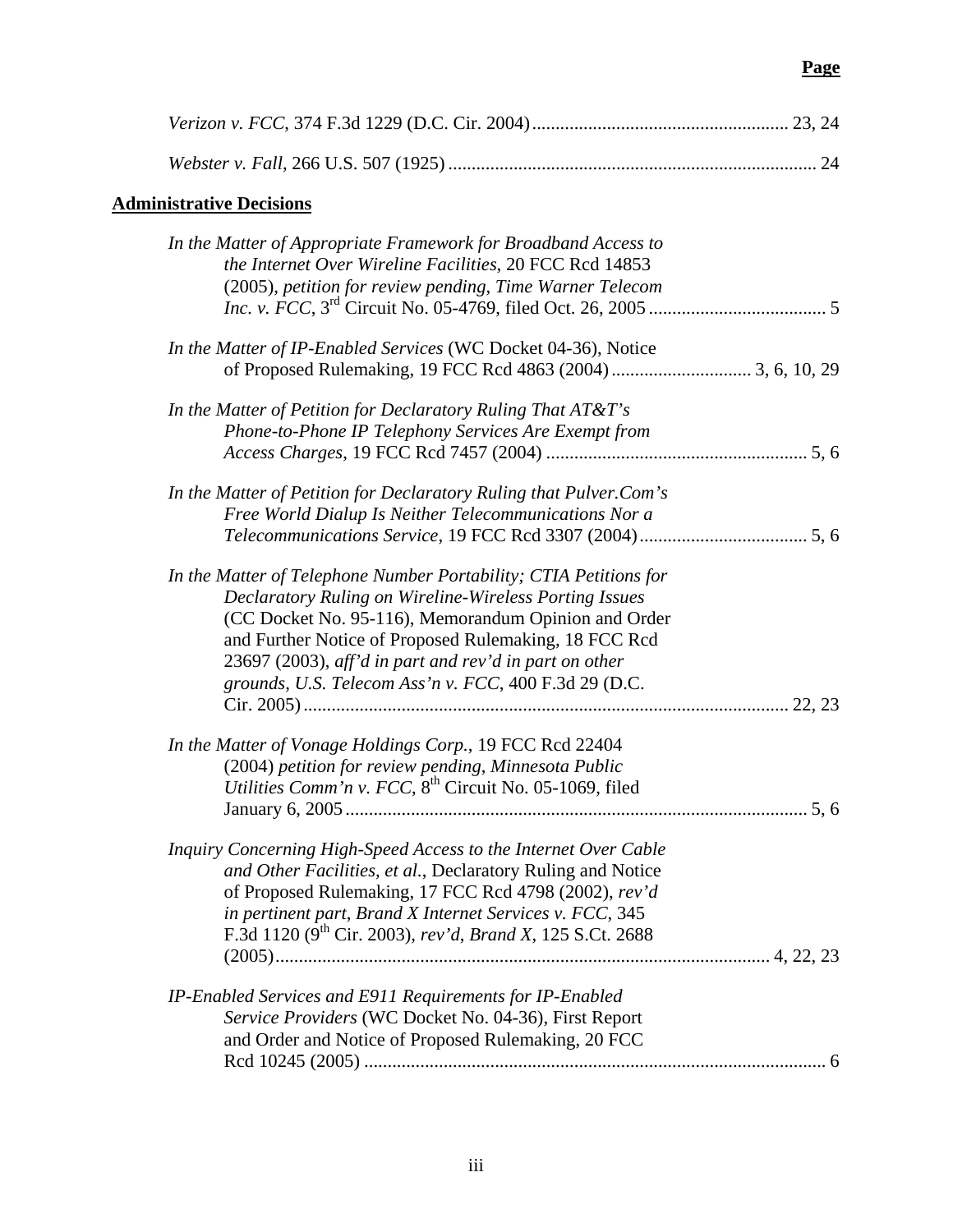**Page**

*Verizon v. FCC*, 374 F.3d 1229 (D.C. Cir. 2004) ....................................................... 23, 24

*Webster v. Fall*, 266 U.S. 507 (1925) ............................................................................... 24

**Administrative Decisions**

*In the Matter of Appropriate Framework for Broadband Access to the Internet Over Wireline Facilities*, 20 FCC Rcd 14853 (2005), *petition for review pending*, *Time Warner Telecom Inc. v. FCC*, 3rd Circuit No. 05-4769, filed Oct. 26, 2005 ...................................... 5

*In the Matter of IP-Enabled Services* (WC Docket 04-36), Notice of Proposed Rulemaking, 19 FCC Rcd 4863 (2004) .............................. 3, 6, 10, 29

*In the Matter of Petition for Declaratory Ruling That AT&T's Phone-to-Phone IP Telephony Services Are Exempt from Access Charges*, 19 FCC Rcd 7457 (2004) ........................................................ 5, 6

*In the Matter of Petition for Declaratory Ruling that Pulver.Com's Free World Dialup Is Neither Telecommunications Nor a Telecommunications Service*, 19 FCC Rcd 3307 (2004) .................................... 5, 6

*In the Matter of Telephone Number Portability; CTIA Petitions for Declaratory Ruling on Wireline-Wireless Porting Issues* (CC Docket No. 95-116), Memorandum Opinion and Order and Further Notice of Proposed Rulemaking, 18 FCC Rcd 23697 (2003), *aff'd in part and rev'd in part on other grounds*, *U.S. Telecom Ass'n v. FCC*, 400 F.3d 29 (D.C. Cir. 2005) ....................................................................................................... 22, 23

*In the Matter of Vonage Holdings Corp.*, 19 FCC Rcd 22404 (2004) *petition for review pending*, *Minnesota Public Utilities Comm'n v. FCC*, 8th Circuit No. 05-1069, filed January 6, 2005 ................................................................................................... 5, 6

*Inquiry Concerning High-Speed Access to the Internet Over Cable and Other Facilities, et al.*, Declaratory Ruling and Notice of Proposed Rulemaking, 17 FCC Rcd 4798 (2002), *rev'd in pertinent part*, *Brand X Internet Services v. FCC*, 345 F.3d 1120 (9th Cir. 2003), *rev'd*, *Brand X*, 125 S.Ct. 2688 (2005) ......................................................................................................... 4, 22, 23

*IP-Enabled Services and E911 Requirements for IP-Enabled Service Providers* (WC Docket No. 04-36), First Report and Order and Notice of Proposed Rulemaking, 20 FCC Rcd 10245 (2005) ................................................................................................... 6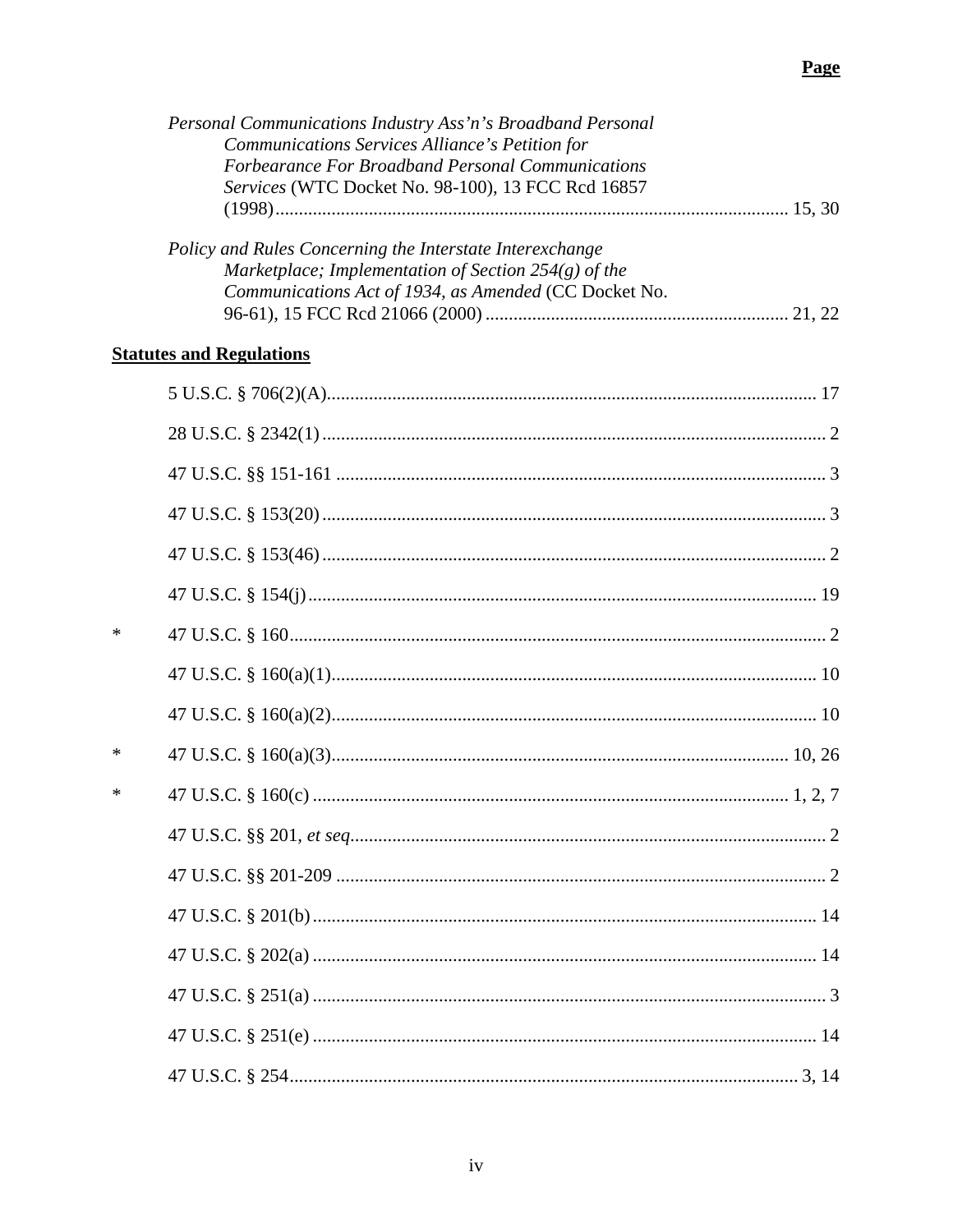Page

*Personal Communications Industry Ass'n's Broadband Personal Communications Services Alliance's Petition for Forbearance For Broadband Personal Communications Services* (WTC Docket No. 98-100), 13 FCC Rcd 16857 (1998) .......... 15, 30

*Policy and Rules Concerning the Interstate Interexchange Marketplace; Implementation of Section 254(g) of the Communications Act of 1934, as Amended* (CC Docket No. 96-61), 15 FCC Rcd 21066 (2000) .......... 21, 22

**Statutes and Regulations**

5 U.S.C. § 706(2)(A) .......... 17

28 U.S.C. § 2342(1) .......... 2

47 U.S.C. §§ 151-161 .......... 3

47 U.S.C. § 153(20) .......... 3

47 U.S.C. § 153(46) .......... 2

47 U.S.C. § 154(j) .......... 19

\* 47 U.S.C. § 160 .......... 2

47 U.S.C. § 160(a)(1) .......... 10

47 U.S.C. § 160(a)(2) .......... 10

\* 47 U.S.C. § 160(a)(3) .......... 10, 26

\* 47 U.S.C. § 160(c) .......... 1, 2, 7

47 U.S.C. §§ 201, *et seq.* .......... 2

47 U.S.C. §§ 201-209 .......... 2

47 U.S.C. § 201(b) .......... 14

47 U.S.C. § 202(a) .......... 14

47 U.S.C. § 251(a) .......... 3

47 U.S.C. § 251(e) .......... 14

47 U.S.C. § 254 .......... 3, 14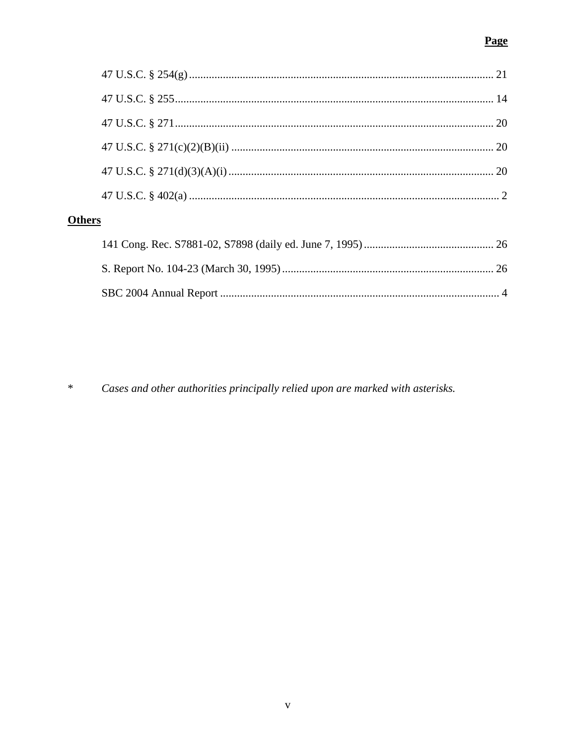**Page**

47 U.S.C. § 254(g) ........................................................................................................... 21

47 U.S.C. § 255................................................................................................................ 14

47 U.S.C. § 271................................................................................................................ 20

47 U.S.C. § 271(c)(2)(B)(ii) ............................................................................................ 20

47 U.S.C. § 271(d)(3)(A)(i) ............................................................................................. 20

47 U.S.C. § 402(a) ............................................................................................................. 2

**Others**

141 Cong. Rec. S7881-02, S7898 (daily ed. June 7, 1995) .............................................. 26

S. Report No. 104-23 (March 30, 1995) ........................................................................... 26

SBC 2004 Annual Report ................................................................................................... 4

\* *Cases and other authorities principally relied upon are marked with asterisks.*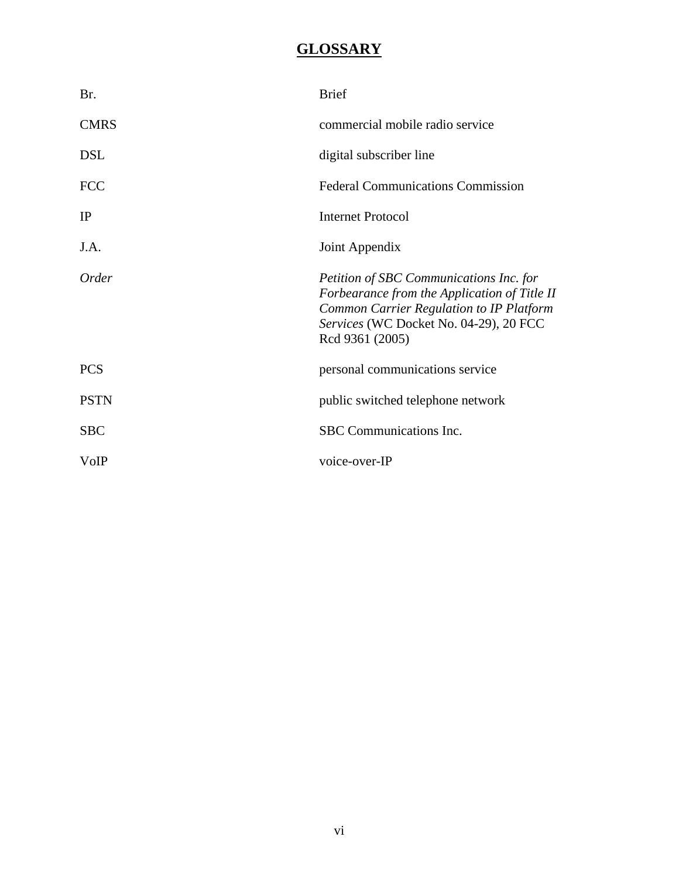# GLOSSARY

| | |
|---|---|
| Br. | Brief |
| CMRS | commercial mobile radio service |
| DSL | digital subscriber line |
| FCC | Federal Communications Commission |
| IP | Internet Protocol |
| J.A. | Joint Appendix |
| *Order* | *Petition of SBC Communications Inc. for Forbearance from the Application of Title II Common Carrier Regulation to IP Platform Services* (WC Docket No. 04-29), 20 FCC Rcd 9361 (2005) |
| PCS | personal communications service |
| PSTN | public switched telephone network |
| SBC | SBC Communications Inc. |
| VoIP | voice-over-IP |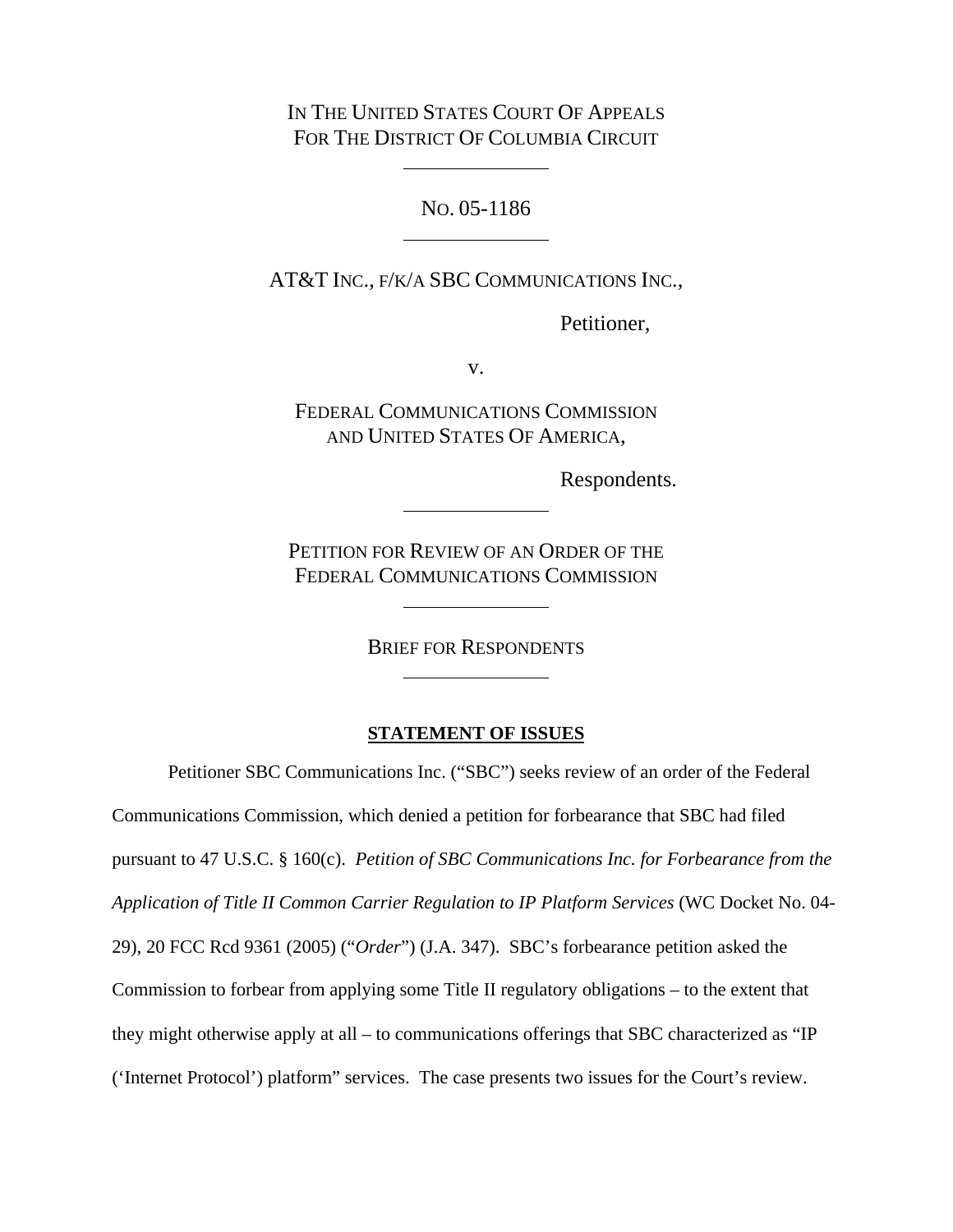IN THE UNITED STATES COURT OF APPEALS
FOR THE DISTRICT OF COLUMBIA CIRCUIT

---

NO. 05-1186

---

AT&T INC., F/K/A SBC COMMUNICATIONS INC.,

Petitioner,

v.

FEDERAL COMMUNICATIONS COMMISSION
AND UNITED STATES OF AMERICA,

Respondents.

---

PETITION FOR REVIEW OF AN ORDER OF THE
FEDERAL COMMUNICATIONS COMMISSION

---

BRIEF FOR RESPONDENTS

---

## STATEMENT OF ISSUES

Petitioner SBC Communications Inc. ("SBC") seeks review of an order of the Federal Communications Commission, which denied a petition for forbearance that SBC had filed pursuant to 47 U.S.C. § 160(c). *Petition of SBC Communications Inc. for Forbearance from the Application of Title II Common Carrier Regulation to IP Platform Services* (WC Docket No. 04-29), 20 FCC Rcd 9361 (2005) ("*Order*") (J.A. 347). SBC's forbearance petition asked the Commission to forbear from applying some Title II regulatory obligations – to the extent that they might otherwise apply at all – to communications offerings that SBC characterized as "IP ('Internet Protocol') platform" services. The case presents two issues for the Court's review.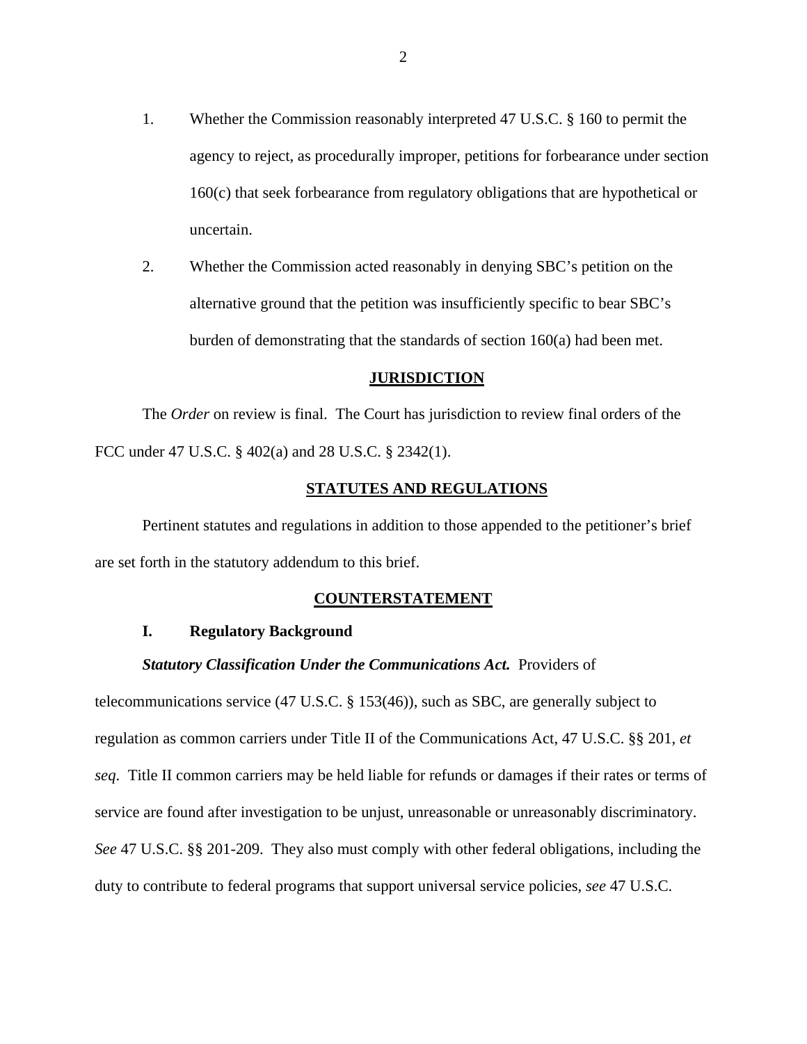1. Whether the Commission reasonably interpreted 47 U.S.C. § 160 to permit the agency to reject, as procedurally improper, petitions for forbearance under section 160(c) that seek forbearance from regulatory obligations that are hypothetical or uncertain.

2. Whether the Commission acted reasonably in denying SBC's petition on the alternative ground that the petition was insufficiently specific to bear SBC's burden of demonstrating that the standards of section 160(a) had been met.

## JURISDICTION

The *Order* on review is final. The Court has jurisdiction to review final orders of the FCC under 47 U.S.C. § 402(a) and 28 U.S.C. § 2342(1).

## STATUTES AND REGULATIONS

Pertinent statutes and regulations in addition to those appended to the petitioner's brief are set forth in the statutory addendum to this brief.

## COUNTERSTATEMENT

### I. Regulatory Background

***Statutory Classification Under the Communications Act.*** Providers of telecommunications service (47 U.S.C. § 153(46)), such as SBC, are generally subject to regulation as common carriers under Title II of the Communications Act, 47 U.S.C. §§ 201, *et seq*. Title II common carriers may be held liable for refunds or damages if their rates or terms of service are found after investigation to be unjust, unreasonable or unreasonably discriminatory. *See* 47 U.S.C. §§ 201-209. They also must comply with other federal obligations, including the duty to contribute to federal programs that support universal service policies, *see* 47 U.S.C.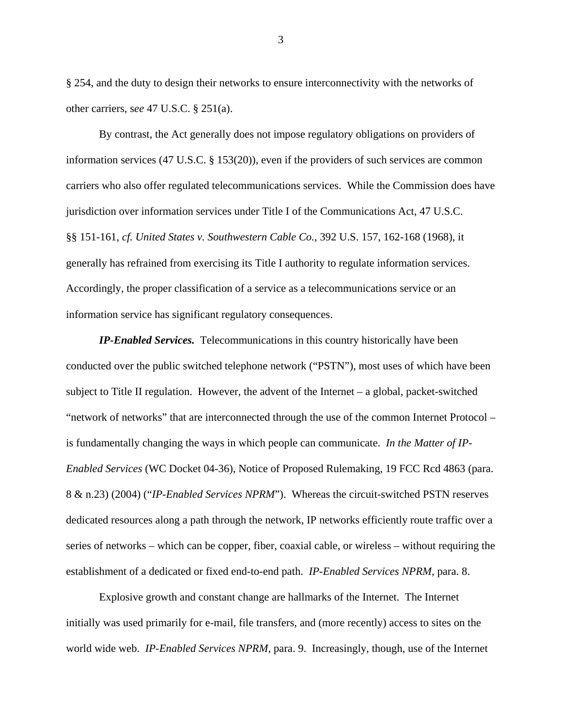§ 254, and the duty to design their networks to ensure interconnectivity with the networks of other carriers, s*ee* 47 U.S.C. § 251(a).

By contrast, the Act generally does not impose regulatory obligations on providers of information services (47 U.S.C. § 153(20)), even if the providers of such services are common carriers who also offer regulated telecommunications services. While the Commission does have jurisdiction over information services under Title I of the Communications Act, 47 U.S.C. §§ 151-161, *cf. United States v. Southwestern Cable Co.*, 392 U.S. 157, 162-168 (1968), it generally has refrained from exercising its Title I authority to regulate information services. Accordingly, the proper classification of a service as a telecommunications service or an information service has significant regulatory consequences.

***IP-Enabled Services.*** Telecommunications in this country historically have been conducted over the public switched telephone network ("PSTN"), most uses of which have been subject to Title II regulation. However, the advent of the Internet – a global, packet-switched "network of networks" that are interconnected through the use of the common Internet Protocol – is fundamentally changing the ways in which people can communicate. *In the Matter of IP-Enabled Services* (WC Docket 04-36), Notice of Proposed Rulemaking, 19 FCC Rcd 4863 (para. 8 & n.23) (2004) ("*IP-Enabled Services NPRM*"). Whereas the circuit-switched PSTN reserves dedicated resources along a path through the network, IP networks efficiently route traffic over a series of networks – which can be copper, fiber, coaxial cable, or wireless – without requiring the establishment of a dedicated or fixed end-to-end path. *IP-Enabled Services NPRM*, para. 8.

Explosive growth and constant change are hallmarks of the Internet. The Internet initially was used primarily for e-mail, file transfers, and (more recently) access to sites on the world wide web. *IP-Enabled Services NPRM*, para. 9. Increasingly, though, use of the Internet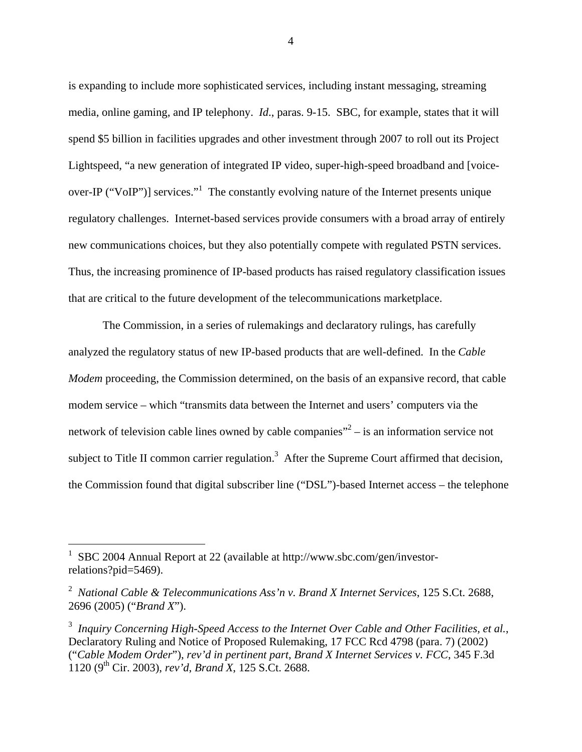is expanding to include more sophisticated services, including instant messaging, streaming media, online gaming, and IP telephony. *Id*., paras. 9-15. SBC, for example, states that it will spend $5 billion in facilities upgrades and other investment through 2007 to roll out its Project Lightspeed, "a new generation of integrated IP video, super-high-speed broadband and [voice-over-IP ("VoIP")] services."[1] The constantly evolving nature of the Internet presents unique regulatory challenges. Internet-based services provide consumers with a broad array of entirely new communications choices, but they also potentially compete with regulated PSTN services. Thus, the increasing prominence of IP-based products has raised regulatory classification issues that are critical to the future development of the telecommunications marketplace.

The Commission, in a series of rulemakings and declaratory rulings, has carefully analyzed the regulatory status of new IP-based products that are well-defined. In the *Cable Modem* proceeding, the Commission determined, on the basis of an expansive record, that cable modem service – which "transmits data between the Internet and users' computers via the network of television cable lines owned by cable companies"[2] – is an information service not subject to Title II common carrier regulation.[3] After the Supreme Court affirmed that decision, the Commission found that digital subscriber line ("DSL")-based Internet access – the telephone

---

[1] SBC 2004 Annual Report at 22 (available at http://www.sbc.com/gen/investor-relations?pid=5469).

[2] *National Cable & Telecommunications Ass'n v. Brand X Internet Services*, 125 S.Ct. 2688, 2696 (2005) ("*Brand X*").

[3] *Inquiry Concerning High-Speed Access to the Internet Over Cable and Other Facilities, et al.*, Declaratory Ruling and Notice of Proposed Rulemaking, 17 FCC Rcd 4798 (para. 7) (2002) ("*Cable Modem Order*"), *rev'd in pertinent part*, *Brand X Internet Services v. FCC*, 345 F.3d 1120 (9th Cir. 2003), *rev'd*, *Brand X*, 125 S.Ct. 2688.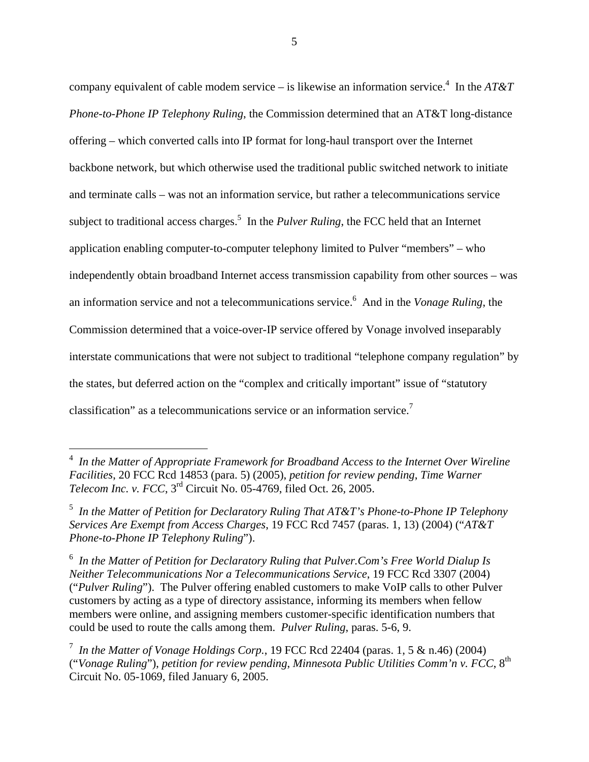company equivalent of cable modem service – is likewise an information service.[4] In the *AT&T Phone-to-Phone IP Telephony Ruling*, the Commission determined that an AT&T long-distance offering – which converted calls into IP format for long-haul transport over the Internet backbone network, but which otherwise used the traditional public switched network to initiate and terminate calls – was not an information service, but rather a telecommunications service subject to traditional access charges.[5] In the *Pulver Ruling*, the FCC held that an Internet application enabling computer-to-computer telephony limited to Pulver "members" – who independently obtain broadband Internet access transmission capability from other sources – was an information service and not a telecommunications service.[6] And in the *Vonage Ruling*, the Commission determined that a voice-over-IP service offered by Vonage involved inseparably interstate communications that were not subject to traditional "telephone company regulation" by the states, but deferred action on the "complex and critically important" issue of "statutory classification" as a telecommunications service or an information service.[7]

---

[4] *In the Matter of Appropriate Framework for Broadband Access to the Internet Over Wireline Facilities*, 20 FCC Rcd 14853 (para. 5) (2005), *petition for review pending*, *Time Warner Telecom Inc. v. FCC*, 3rd Circuit No. 05-4769, filed Oct. 26, 2005.

[5] *In the Matter of Petition for Declaratory Ruling That AT&T's Phone-to-Phone IP Telephony Services Are Exempt from Access Charges*, 19 FCC Rcd 7457 (paras. 1, 13) (2004) ("*AT&T Phone-to-Phone IP Telephony Ruling*").

[6] *In the Matter of Petition for Declaratory Ruling that Pulver.Com's Free World Dialup Is Neither Telecommunications Nor a Telecommunications Service*, 19 FCC Rcd 3307 (2004) ("*Pulver Ruling*"). The Pulver offering enabled customers to make VoIP calls to other Pulver customers by acting as a type of directory assistance, informing its members when fellow members were online, and assigning members customer-specific identification numbers that could be used to route the calls among them. *Pulver Ruling*, paras. 5-6, 9.

[7] *In the Matter of Vonage Holdings Corp.*, 19 FCC Rcd 22404 (paras. 1, 5 & n.46) (2004) ("*Vonage Ruling*"), *petition for review pending, Minnesota Public Utilities Comm'n v. FCC*, 8th Circuit No. 05-1069, filed January 6, 2005.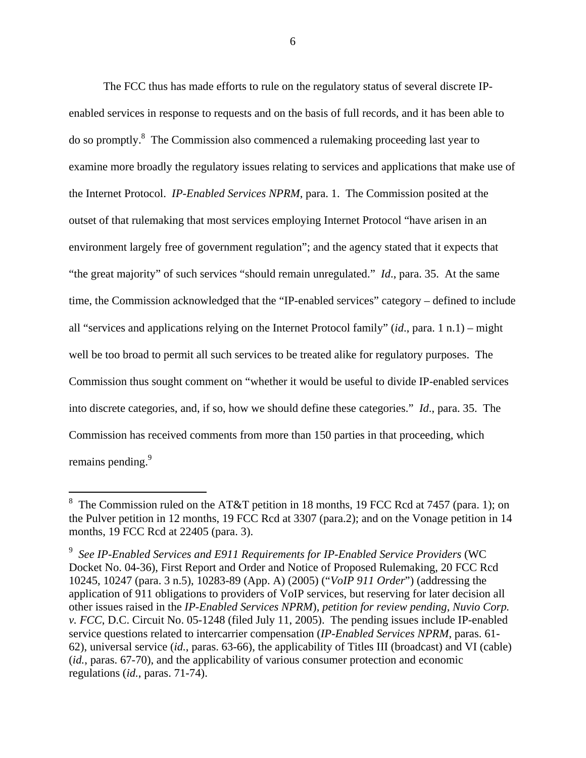The FCC thus has made efforts to rule on the regulatory status of several discrete IP-enabled services in response to requests and on the basis of full records, and it has been able to do so promptly.[8] The Commission also commenced a rulemaking proceeding last year to examine more broadly the regulatory issues relating to services and applications that make use of the Internet Protocol. *IP-Enabled Services NPRM*, para. 1. The Commission posited at the outset of that rulemaking that most services employing Internet Protocol "have arisen in an environment largely free of government regulation"; and the agency stated that it expects that "the great majority" of such services "should remain unregulated." *Id*., para. 35. At the same time, the Commission acknowledged that the "IP-enabled services" category – defined to include all "services and applications relying on the Internet Protocol family" (*id*., para. 1 n.1) – might well be too broad to permit all such services to be treated alike for regulatory purposes. The Commission thus sought comment on "whether it would be useful to divide IP-enabled services into discrete categories, and, if so, how we should define these categories." *Id*., para. 35. The Commission has received comments from more than 150 parties in that proceeding, which remains pending.[9]

---

[8] The Commission ruled on the AT&T petition in 18 months, 19 FCC Rcd at 7457 (para. 1); on the Pulver petition in 12 months, 19 FCC Rcd at 3307 (para.2); and on the Vonage petition in 14 months, 19 FCC Rcd at 22405 (para. 3).

[9] *See IP-Enabled Services and E911 Requirements for IP-Enabled Service Providers* (WC Docket No. 04-36), First Report and Order and Notice of Proposed Rulemaking, 20 FCC Rcd 10245, 10247 (para. 3 n.5), 10283-89 (App. A) (2005) ("*VoIP 911 Order*") (addressing the application of 911 obligations to providers of VoIP services, but reserving for later decision all other issues raised in the *IP-Enabled Services NPRM*), *petition for review pending*, *Nuvio Corp. v. FCC*, D.C. Circuit No. 05-1248 (filed July 11, 2005). The pending issues include IP-enabled service questions related to intercarrier compensation (*IP-Enabled Services NPRM*, paras. 61-62), universal service (*id.*, paras. 63-66), the applicability of Titles III (broadcast) and VI (cable) (*id.*, paras. 67-70), and the applicability of various consumer protection and economic regulations (*id.*, paras. 71-74).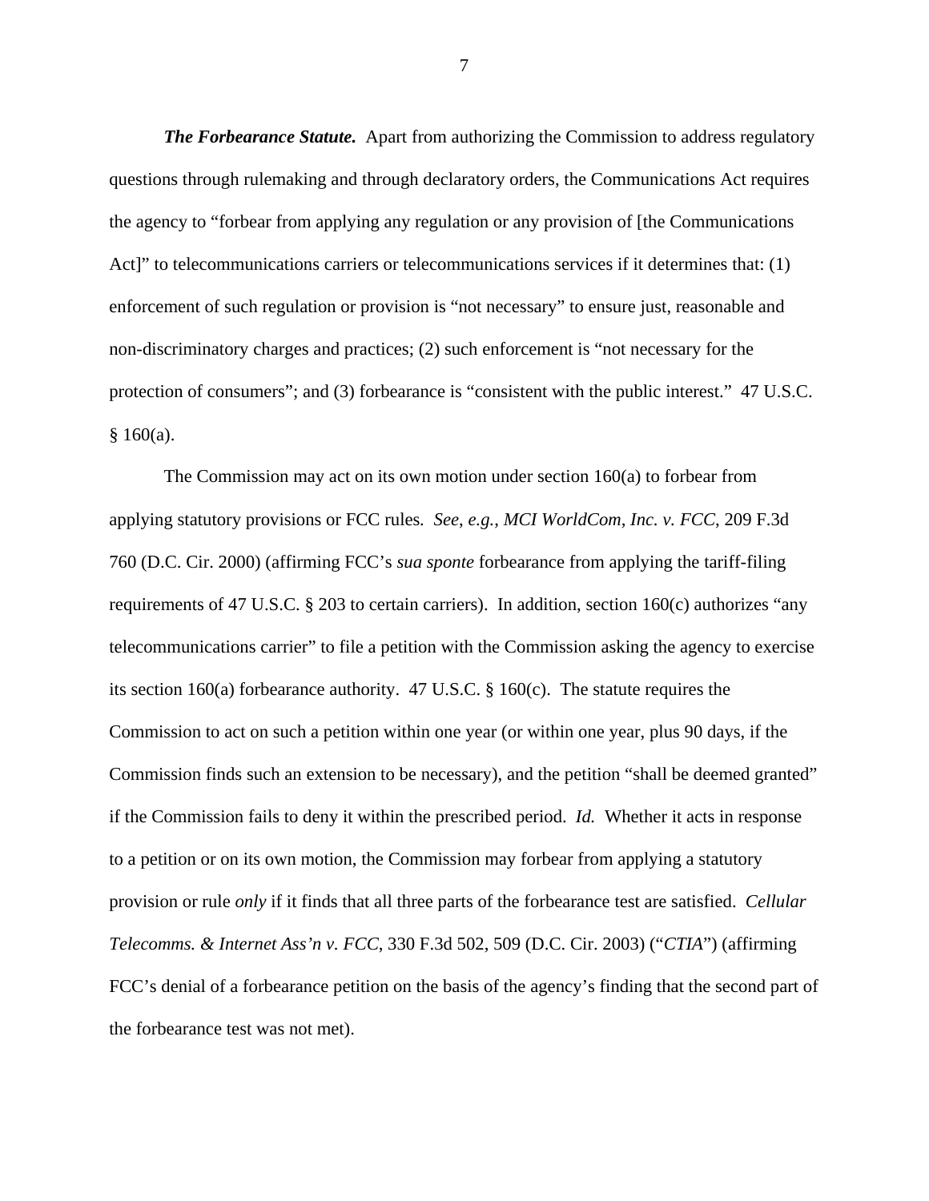***The Forbearance Statute.*** Apart from authorizing the Commission to address regulatory questions through rulemaking and through declaratory orders, the Communications Act requires the agency to "forbear from applying any regulation or any provision of [the Communications Act]" to telecommunications carriers or telecommunications services if it determines that: (1) enforcement of such regulation or provision is "not necessary" to ensure just, reasonable and non-discriminatory charges and practices; (2) such enforcement is "not necessary for the protection of consumers"; and (3) forbearance is "consistent with the public interest." 47 U.S.C. § 160(a).

The Commission may act on its own motion under section 160(a) to forbear from applying statutory provisions or FCC rules. *See, e.g.*, *MCI WorldCom, Inc. v. FCC*, 209 F.3d 760 (D.C. Cir. 2000) (affirming FCC's *sua sponte* forbearance from applying the tariff-filing requirements of 47 U.S.C. § 203 to certain carriers). In addition, section 160(c) authorizes "any telecommunications carrier" to file a petition with the Commission asking the agency to exercise its section 160(a) forbearance authority. 47 U.S.C. § 160(c). The statute requires the Commission to act on such a petition within one year (or within one year, plus 90 days, if the Commission finds such an extension to be necessary), and the petition "shall be deemed granted" if the Commission fails to deny it within the prescribed period. *Id.* Whether it acts in response to a petition or on its own motion, the Commission may forbear from applying a statutory provision or rule *only* if it finds that all three parts of the forbearance test are satisfied. *Cellular Telecomms. & Internet Ass'n v. FCC*, 330 F.3d 502, 509 (D.C. Cir. 2003) ("*CTIA*") (affirming FCC's denial of a forbearance petition on the basis of the agency's finding that the second part of the forbearance test was not met).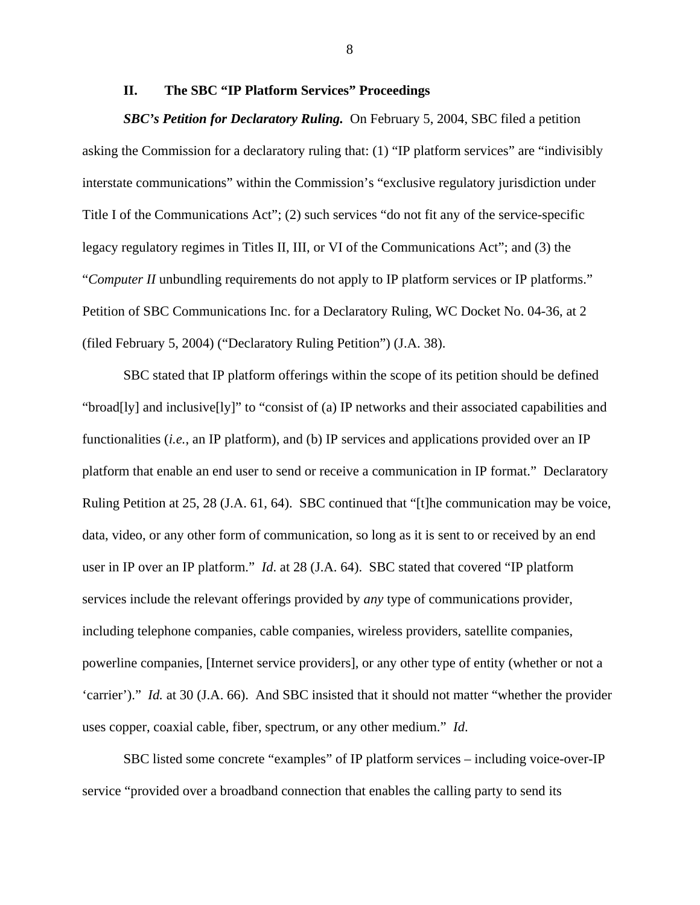## II. The SBC "IP Platform Services" Proceedings

***SBC's Petition for Declaratory Ruling.*** On February 5, 2004, SBC filed a petition asking the Commission for a declaratory ruling that: (1) "IP platform services" are "indivisibly interstate communications" within the Commission's "exclusive regulatory jurisdiction under Title I of the Communications Act"; (2) such services "do not fit any of the service-specific legacy regulatory regimes in Titles II, III, or VI of the Communications Act"; and (3) the "*Computer II* unbundling requirements do not apply to IP platform services or IP platforms." Petition of SBC Communications Inc. for a Declaratory Ruling, WC Docket No. 04-36, at 2 (filed February 5, 2004) ("Declaratory Ruling Petition") (J.A. 38).

SBC stated that IP platform offerings within the scope of its petition should be defined "broad[ly] and inclusive[ly]" to "consist of (a) IP networks and their associated capabilities and functionalities (*i.e.*, an IP platform), and (b) IP services and applications provided over an IP platform that enable an end user to send or receive a communication in IP format." Declaratory Ruling Petition at 25, 28 (J.A. 61, 64). SBC continued that "[t]he communication may be voice, data, video, or any other form of communication, so long as it is sent to or received by an end user in IP over an IP platform." *Id*. at 28 (J.A. 64). SBC stated that covered "IP platform services include the relevant offerings provided by *any* type of communications provider, including telephone companies, cable companies, wireless providers, satellite companies, powerline companies, [Internet service providers], or any other type of entity (whether or not a 'carrier')." *Id.* at 30 (J.A. 66). And SBC insisted that it should not matter "whether the provider uses copper, coaxial cable, fiber, spectrum, or any other medium." *Id*.

SBC listed some concrete "examples" of IP platform services – including voice-over-IP service "provided over a broadband connection that enables the calling party to send its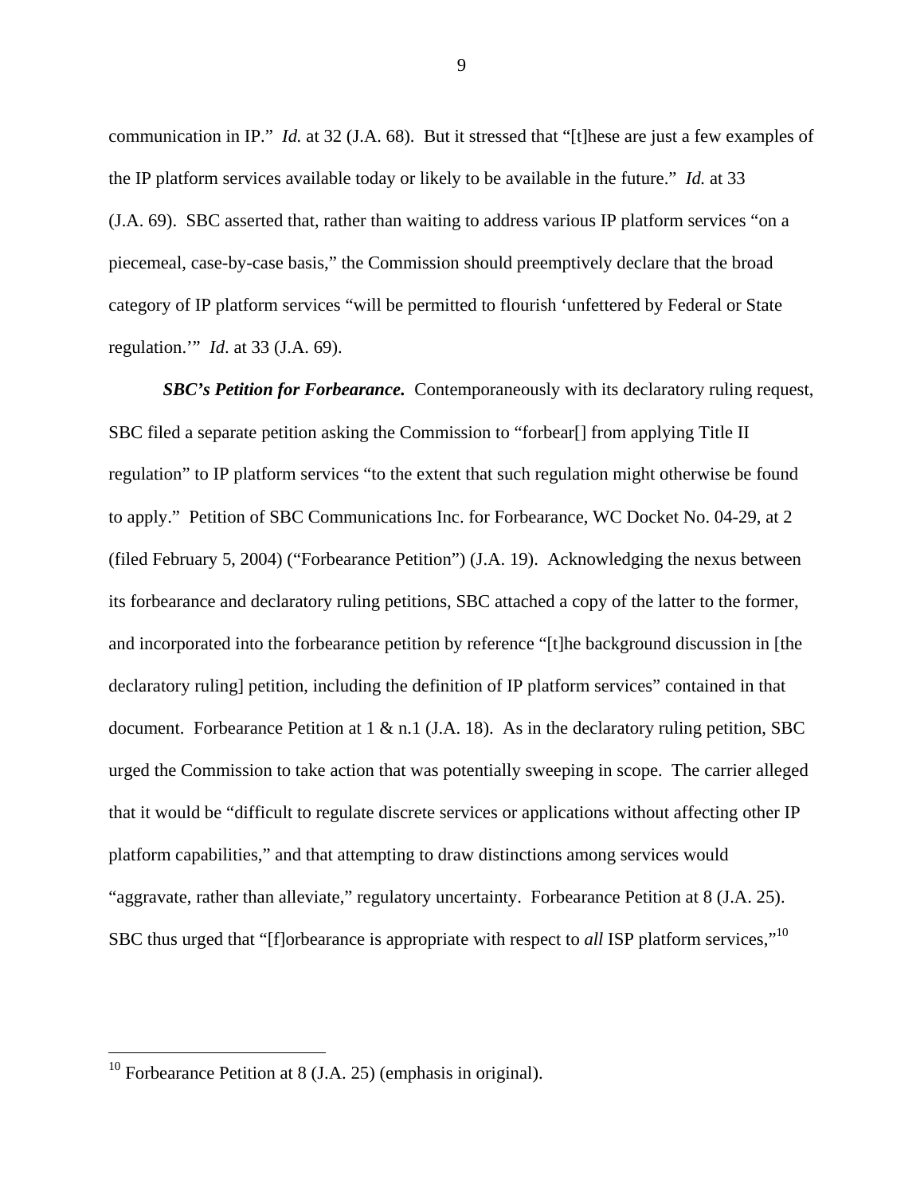communication in IP." *Id.* at 32 (J.A. 68). But it stressed that "[t]hese are just a few examples of the IP platform services available today or likely to be available in the future." *Id.* at 33 (J.A. 69). SBC asserted that, rather than waiting to address various IP platform services "on a piecemeal, case-by-case basis," the Commission should preemptively declare that the broad category of IP platform services "will be permitted to flourish 'unfettered by Federal or State regulation.'" *Id*. at 33 (J.A. 69).

***SBC's Petition for Forbearance.*** Contemporaneously with its declaratory ruling request, SBC filed a separate petition asking the Commission to "forbear[] from applying Title II regulation" to IP platform services "to the extent that such regulation might otherwise be found to apply." Petition of SBC Communications Inc. for Forbearance, WC Docket No. 04-29, at 2 (filed February 5, 2004) ("Forbearance Petition") (J.A. 19). Acknowledging the nexus between its forbearance and declaratory ruling petitions, SBC attached a copy of the latter to the former, and incorporated into the forbearance petition by reference "[t]he background discussion in [the declaratory ruling] petition, including the definition of IP platform services" contained in that document. Forbearance Petition at 1 & n.1 (J.A. 18). As in the declaratory ruling petition, SBC urged the Commission to take action that was potentially sweeping in scope. The carrier alleged that it would be "difficult to regulate discrete services or applications without affecting other IP platform capabilities," and that attempting to draw distinctions among services would "aggravate, rather than alleviate," regulatory uncertainty. Forbearance Petition at 8 (J.A. 25). SBC thus urged that "[f]orbearance is appropriate with respect to *all* ISP platform services,"[10]

---

[10] Forbearance Petition at 8 (J.A. 25) (emphasis in original).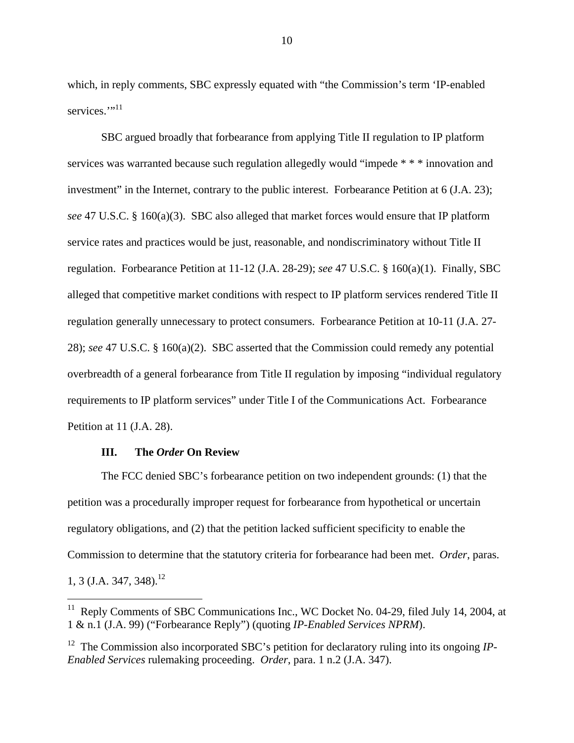which, in reply comments, SBC expressly equated with "the Commission's term 'IP-enabled services.'"[11]

SBC argued broadly that forbearance from applying Title II regulation to IP platform services was warranted because such regulation allegedly would "impede * * * innovation and investment" in the Internet, contrary to the public interest. Forbearance Petition at 6 (J.A. 23); *see* 47 U.S.C. § 160(a)(3). SBC also alleged that market forces would ensure that IP platform service rates and practices would be just, reasonable, and nondiscriminatory without Title II regulation. Forbearance Petition at 11-12 (J.A. 28-29); *see* 47 U.S.C. § 160(a)(1). Finally, SBC alleged that competitive market conditions with respect to IP platform services rendered Title II regulation generally unnecessary to protect consumers. Forbearance Petition at 10-11 (J.A. 27-28); *see* 47 U.S.C. § 160(a)(2). SBC asserted that the Commission could remedy any potential overbreadth of a general forbearance from Title II regulation by imposing "individual regulatory requirements to IP platform services" under Title I of the Communications Act. Forbearance Petition at 11 (J.A. 28).

### III. The *Order* On Review

The FCC denied SBC's forbearance petition on two independent grounds: (1) that the petition was a procedurally improper request for forbearance from hypothetical or uncertain regulatory obligations, and (2) that the petition lacked sufficient specificity to enable the Commission to determine that the statutory criteria for forbearance had been met. *Order*, paras. 1, 3 (J.A. 347, 348).[12]

---

[11] Reply Comments of SBC Communications Inc., WC Docket No. 04-29, filed July 14, 2004, at 1 & n.1 (J.A. 99) ("Forbearance Reply") (quoting *IP-Enabled Services NPRM*).

[12] The Commission also incorporated SBC's petition for declaratory ruling into its ongoing *IP-Enabled Services* rulemaking proceeding. *Order*, para. 1 n.2 (J.A. 347).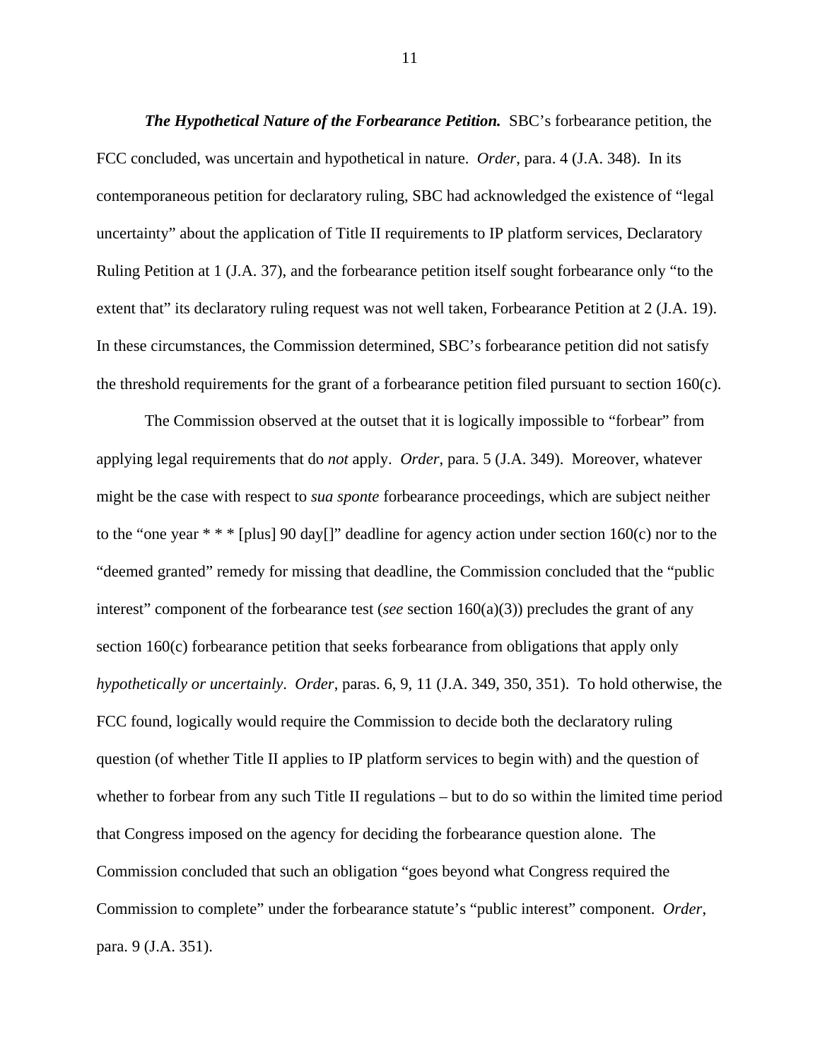***The Hypothetical Nature of the Forbearance Petition.*** SBC's forbearance petition, the FCC concluded, was uncertain and hypothetical in nature. *Order*, para. 4 (J.A. 348). In its contemporaneous petition for declaratory ruling, SBC had acknowledged the existence of "legal uncertainty" about the application of Title II requirements to IP platform services, Declaratory Ruling Petition at 1 (J.A. 37), and the forbearance petition itself sought forbearance only "to the extent that" its declaratory ruling request was not well taken, Forbearance Petition at 2 (J.A. 19). In these circumstances, the Commission determined, SBC's forbearance petition did not satisfy the threshold requirements for the grant of a forbearance petition filed pursuant to section 160(c).

The Commission observed at the outset that it is logically impossible to "forbear" from applying legal requirements that do *not* apply. *Order*, para. 5 (J.A. 349). Moreover, whatever might be the case with respect to *sua sponte* forbearance proceedings, which are subject neither to the "one year * * * [plus] 90 day[]" deadline for agency action under section 160(c) nor to the "deemed granted" remedy for missing that deadline, the Commission concluded that the "public interest" component of the forbearance test (*see* section 160(a)(3)) precludes the grant of any section 160(c) forbearance petition that seeks forbearance from obligations that apply only *hypothetically or uncertainly*. *Order*, paras. 6, 9, 11 (J.A. 349, 350, 351). To hold otherwise, the FCC found, logically would require the Commission to decide both the declaratory ruling question (of whether Title II applies to IP platform services to begin with) and the question of whether to forbear from any such Title II regulations – but to do so within the limited time period that Congress imposed on the agency for deciding the forbearance question alone. The Commission concluded that such an obligation "goes beyond what Congress required the Commission to complete" under the forbearance statute's "public interest" component. *Order*, para. 9 (J.A. 351).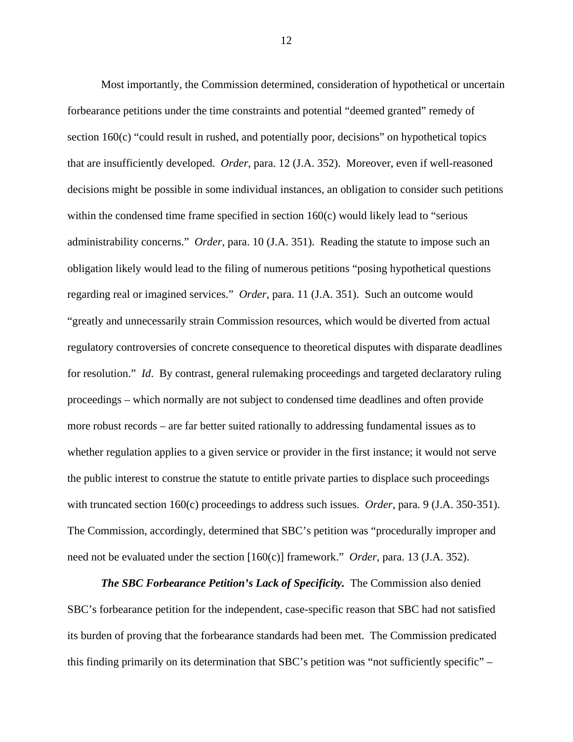Most importantly, the Commission determined, consideration of hypothetical or uncertain forbearance petitions under the time constraints and potential "deemed granted" remedy of section 160(c) "could result in rushed, and potentially poor, decisions" on hypothetical topics that are insufficiently developed. *Order*, para. 12 (J.A. 352). Moreover, even if well-reasoned decisions might be possible in some individual instances, an obligation to consider such petitions within the condensed time frame specified in section 160(c) would likely lead to "serious administrability concerns." *Order*, para. 10 (J.A. 351). Reading the statute to impose such an obligation likely would lead to the filing of numerous petitions "posing hypothetical questions regarding real or imagined services." *Order*, para. 11 (J.A. 351). Such an outcome would "greatly and unnecessarily strain Commission resources, which would be diverted from actual regulatory controversies of concrete consequence to theoretical disputes with disparate deadlines for resolution." *Id*. By contrast, general rulemaking proceedings and targeted declaratory ruling proceedings – which normally are not subject to condensed time deadlines and often provide more robust records – are far better suited rationally to addressing fundamental issues as to whether regulation applies to a given service or provider in the first instance; it would not serve the public interest to construe the statute to entitle private parties to displace such proceedings with truncated section 160(c) proceedings to address such issues. *Order*, para. 9 (J.A. 350-351). The Commission, accordingly, determined that SBC's petition was "procedurally improper and need not be evaluated under the section [160(c)] framework." *Order*, para. 13 (J.A. 352).

***The SBC Forbearance Petition's Lack of Specificity.*** The Commission also denied SBC's forbearance petition for the independent, case-specific reason that SBC had not satisfied its burden of proving that the forbearance standards had been met. The Commission predicated this finding primarily on its determination that SBC's petition was "not sufficiently specific" –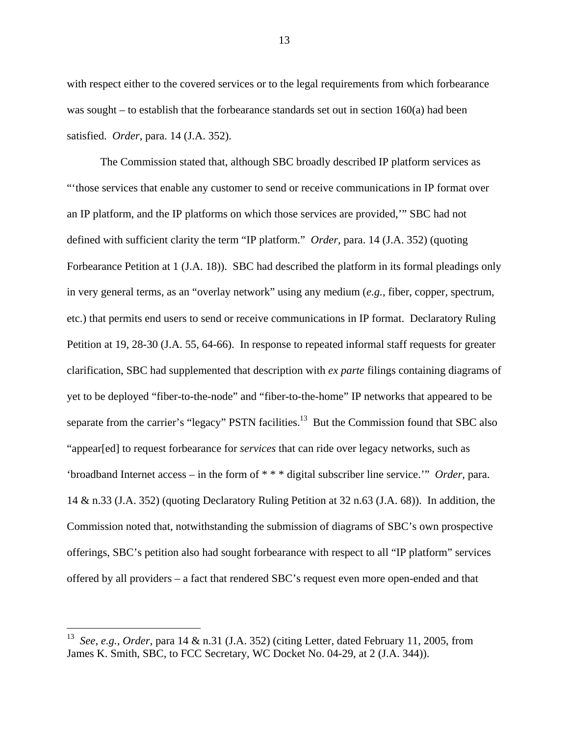with respect either to the covered services or to the legal requirements from which forbearance was sought – to establish that the forbearance standards set out in section 160(a) had been satisfied. *Order*, para. 14 (J.A. 352).

The Commission stated that, although SBC broadly described IP platform services as "'those services that enable any customer to send or receive communications in IP format over an IP platform, and the IP platforms on which those services are provided,'" SBC had not defined with sufficient clarity the term "IP platform." *Order*, para. 14 (J.A. 352) (quoting Forbearance Petition at 1 (J.A. 18)). SBC had described the platform in its formal pleadings only in very general terms, as an "overlay network" using any medium (*e.g.*, fiber, copper, spectrum, etc.) that permits end users to send or receive communications in IP format. Declaratory Ruling Petition at 19, 28-30 (J.A. 55, 64-66). In response to repeated informal staff requests for greater clarification, SBC had supplemented that description with *ex parte* filings containing diagrams of yet to be deployed "fiber-to-the-node" and "fiber-to-the-home" IP networks that appeared to be separate from the carrier's "legacy" PSTN facilities.[13] But the Commission found that SBC also "appear[ed] to request forbearance for *services* that can ride over legacy networks, such as 'broadband Internet access – in the form of * * * digital subscriber line service.'" *Order*, para. 14 & n.33 (J.A. 352) (quoting Declaratory Ruling Petition at 32 n.63 (J.A. 68)). In addition, the Commission noted that, notwithstanding the submission of diagrams of SBC's own prospective offerings, SBC's petition also had sought forbearance with respect to all "IP platform" services offered by all providers – a fact that rendered SBC's request even more open-ended and that

---

[13] *See*, *e.g.*, *Order*, para 14 & n.31 (J.A. 352) (citing Letter, dated February 11, 2005, from James K. Smith, SBC, to FCC Secretary, WC Docket No. 04-29, at 2 (J.A. 344)).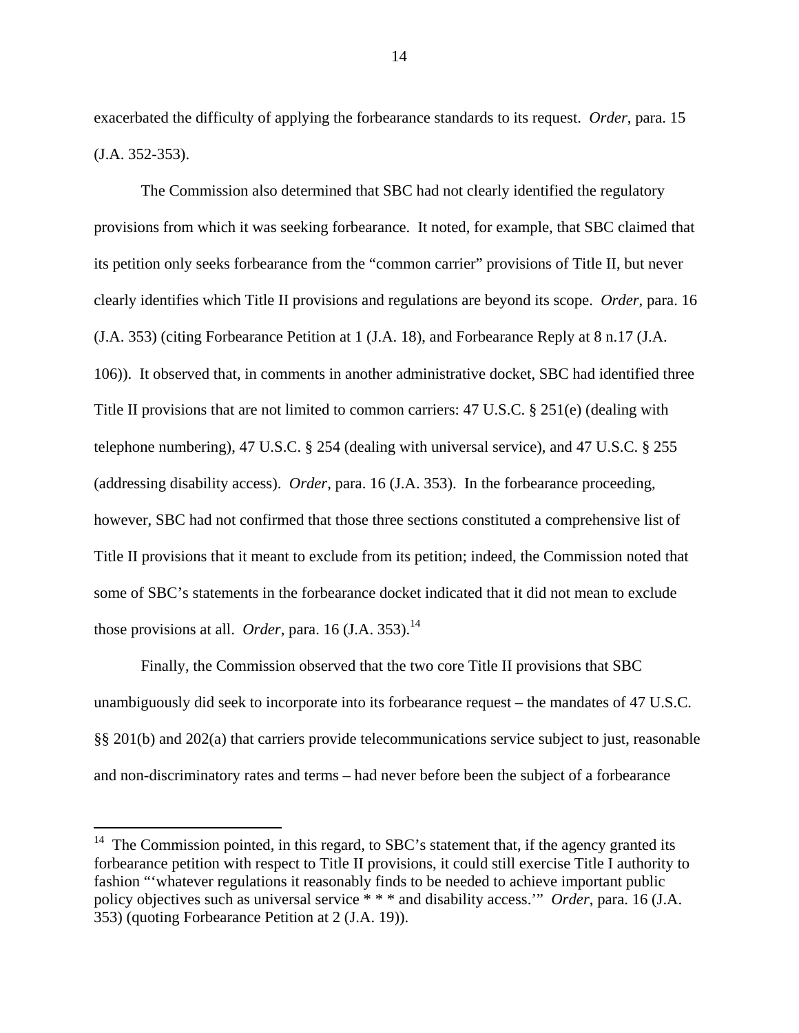exacerbated the difficulty of applying the forbearance standards to its request. *Order*, para. 15 (J.A. 352-353).

The Commission also determined that SBC had not clearly identified the regulatory provisions from which it was seeking forbearance. It noted, for example, that SBC claimed that its petition only seeks forbearance from the "common carrier" provisions of Title II, but never clearly identifies which Title II provisions and regulations are beyond its scope. *Order*, para. 16 (J.A. 353) (citing Forbearance Petition at 1 (J.A. 18), and Forbearance Reply at 8 n.17 (J.A. 106)). It observed that, in comments in another administrative docket, SBC had identified three Title II provisions that are not limited to common carriers: 47 U.S.C. § 251(e) (dealing with telephone numbering), 47 U.S.C. § 254 (dealing with universal service), and 47 U.S.C. § 255 (addressing disability access). *Order*, para. 16 (J.A. 353). In the forbearance proceeding, however, SBC had not confirmed that those three sections constituted a comprehensive list of Title II provisions that it meant to exclude from its petition; indeed, the Commission noted that some of SBC's statements in the forbearance docket indicated that it did not mean to exclude those provisions at all. *Order*, para. 16 (J.A. 353).[14]

Finally, the Commission observed that the two core Title II provisions that SBC unambiguously did seek to incorporate into its forbearance request – the mandates of 47 U.S.C. §§ 201(b) and 202(a) that carriers provide telecommunications service subject to just, reasonable and non-discriminatory rates and terms – had never before been the subject of a forbearance

---

[14] The Commission pointed, in this regard, to SBC's statement that, if the agency granted its forbearance petition with respect to Title II provisions, it could still exercise Title I authority to fashion "'whatever regulations it reasonably finds to be needed to achieve important public policy objectives such as universal service * * * and disability access.'" *Order*, para. 16 (J.A. 353) (quoting Forbearance Petition at 2 (J.A. 19)).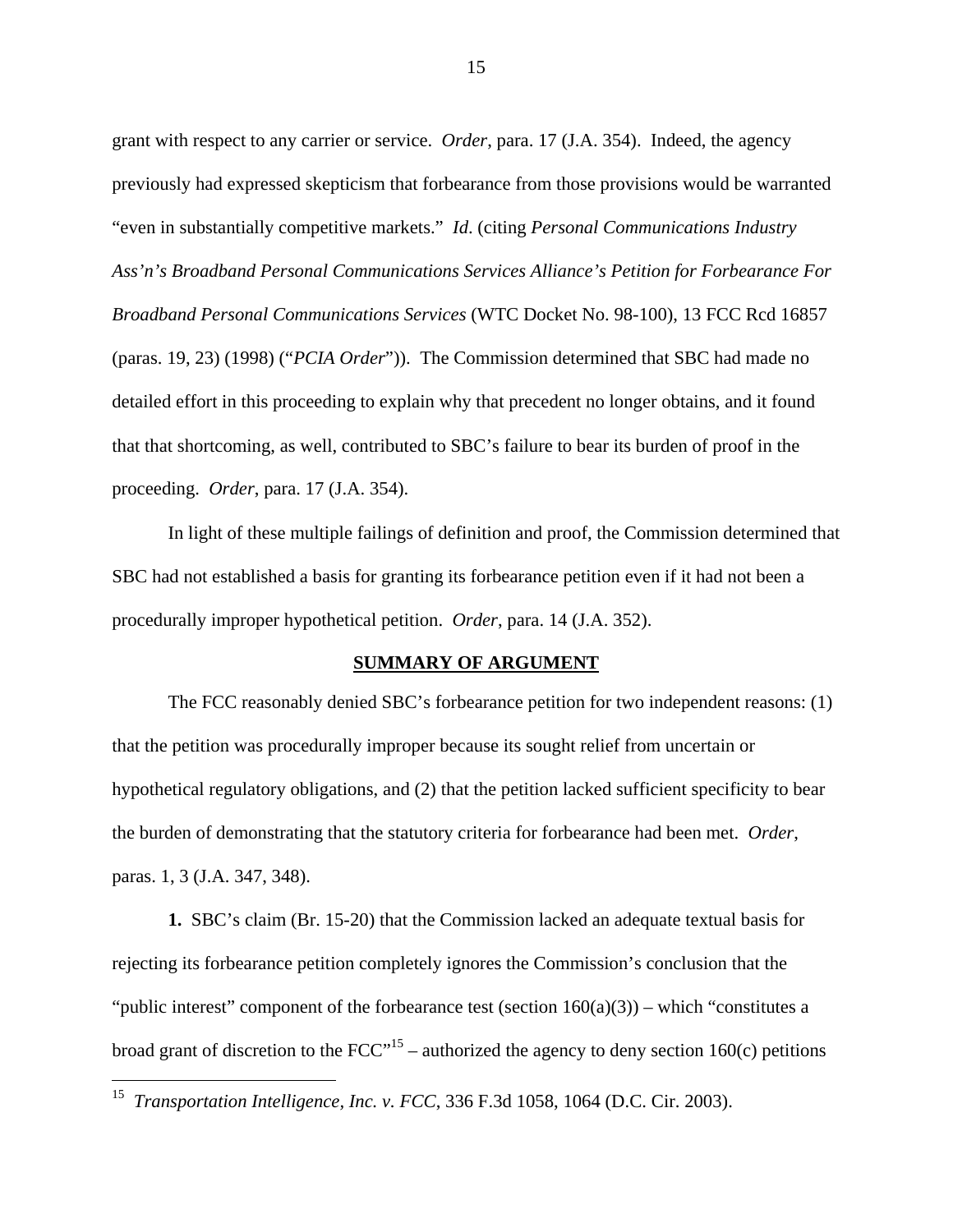grant with respect to any carrier or service. *Order*, para. 17 (J.A. 354). Indeed, the agency previously had expressed skepticism that forbearance from those provisions would be warranted "even in substantially competitive markets." *Id*. (citing *Personal Communications Industry Ass'n's Broadband Personal Communications Services Alliance's Petition for Forbearance For Broadband Personal Communications Services* (WTC Docket No. 98-100), 13 FCC Rcd 16857 (paras. 19, 23) (1998) ("*PCIA Order*")). The Commission determined that SBC had made no detailed effort in this proceeding to explain why that precedent no longer obtains, and it found that that shortcoming, as well, contributed to SBC's failure to bear its burden of proof in the proceeding. *Order*, para. 17 (J.A. 354).

In light of these multiple failings of definition and proof, the Commission determined that SBC had not established a basis for granting its forbearance petition even if it had not been a procedurally improper hypothetical petition. *Order*, para. 14 (J.A. 352).

## SUMMARY OF ARGUMENT

The FCC reasonably denied SBC's forbearance petition for two independent reasons: (1) that the petition was procedurally improper because its sought relief from uncertain or hypothetical regulatory obligations, and (2) that the petition lacked sufficient specificity to bear the burden of demonstrating that the statutory criteria for forbearance had been met. *Order*, paras. 1, 3 (J.A. 347, 348).

**1.** SBC's claim (Br. 15-20) that the Commission lacked an adequate textual basis for rejecting its forbearance petition completely ignores the Commission's conclusion that the "public interest" component of the forbearance test (section 160(a)(3)) – which "constitutes a broad grant of discretion to the FCC"[15] – authorized the agency to deny section 160(c) petitions

[15] *Transportation Intelligence, Inc. v. FCC*, 336 F.3d 1058, 1064 (D.C. Cir. 2003).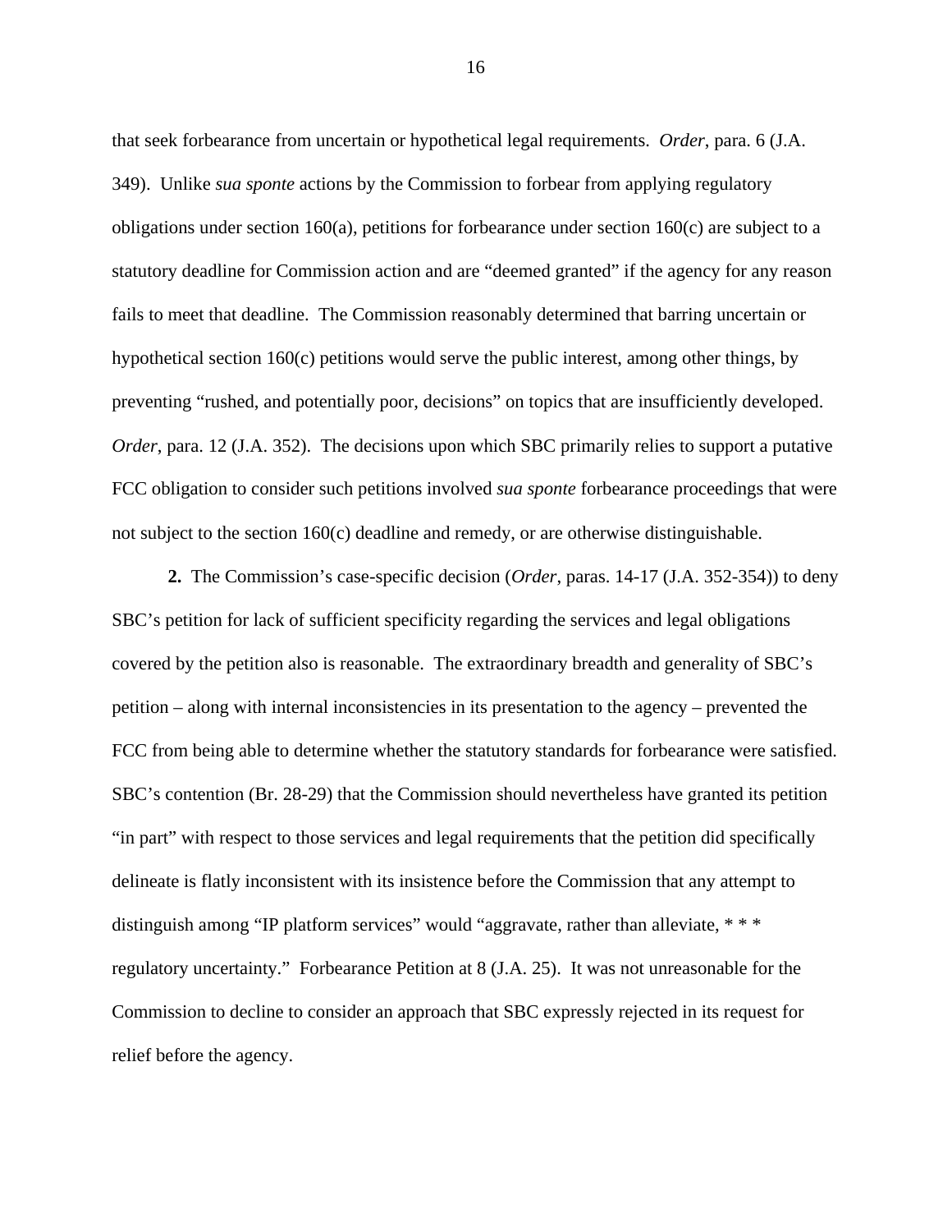that seek forbearance from uncertain or hypothetical legal requirements. *Order*, para. 6 (J.A. 349). Unlike *sua sponte* actions by the Commission to forbear from applying regulatory obligations under section 160(a), petitions for forbearance under section 160(c) are subject to a statutory deadline for Commission action and are "deemed granted" if the agency for any reason fails to meet that deadline. The Commission reasonably determined that barring uncertain or hypothetical section 160(c) petitions would serve the public interest, among other things, by preventing "rushed, and potentially poor, decisions" on topics that are insufficiently developed. *Order*, para. 12 (J.A. 352). The decisions upon which SBC primarily relies to support a putative FCC obligation to consider such petitions involved *sua sponte* forbearance proceedings that were not subject to the section 160(c) deadline and remedy, or are otherwise distinguishable.

**2.** The Commission's case-specific decision (*Order*, paras. 14-17 (J.A. 352-354)) to deny SBC's petition for lack of sufficient specificity regarding the services and legal obligations covered by the petition also is reasonable. The extraordinary breadth and generality of SBC's petition – along with internal inconsistencies in its presentation to the agency – prevented the FCC from being able to determine whether the statutory standards for forbearance were satisfied. SBC's contention (Br. 28-29) that the Commission should nevertheless have granted its petition "in part" with respect to those services and legal requirements that the petition did specifically delineate is flatly inconsistent with its insistence before the Commission that any attempt to distinguish among "IP platform services" would "aggravate, rather than alleviate, * * * regulatory uncertainty." Forbearance Petition at 8 (J.A. 25). It was not unreasonable for the Commission to decline to consider an approach that SBC expressly rejected in its request for relief before the agency.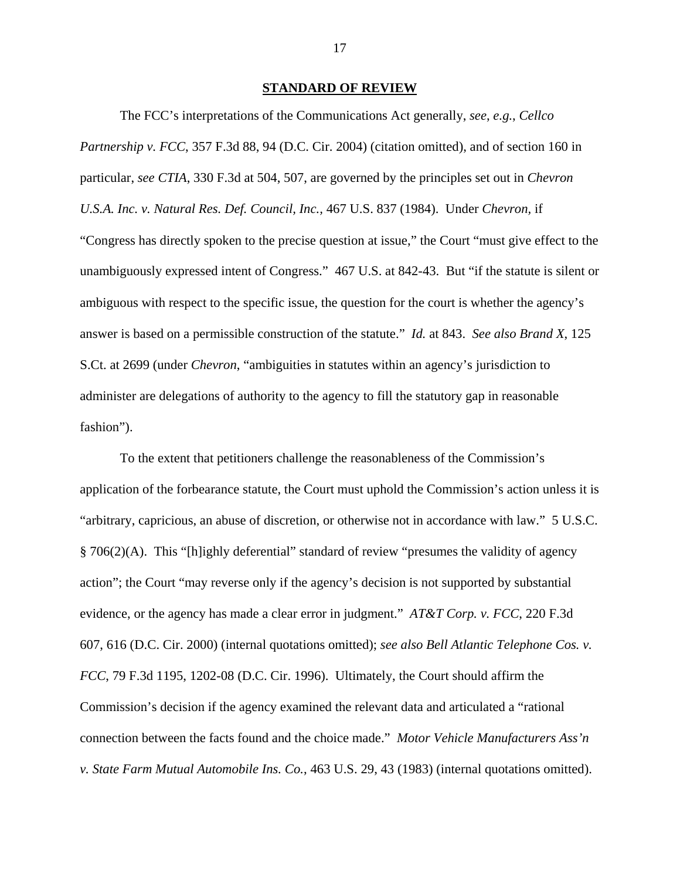## STANDARD OF REVIEW

The FCC's interpretations of the Communications Act generally, *see*, *e.g.*, *Cellco Partnership v. FCC*, 357 F.3d 88, 94 (D.C. Cir. 2004) (citation omitted), and of section 160 in particular, *see CTIA*, 330 F.3d at 504, 507, are governed by the principles set out in *Chevron U.S.A. Inc. v. Natural Res. Def. Council, Inc.*, 467 U.S. 837 (1984). Under *Chevron*, if "Congress has directly spoken to the precise question at issue," the Court "must give effect to the unambiguously expressed intent of Congress." 467 U.S. at 842-43. But "if the statute is silent or ambiguous with respect to the specific issue, the question for the court is whether the agency's answer is based on a permissible construction of the statute." *Id.* at 843. *See also Brand X*, 125 S.Ct. at 2699 (under *Chevron*, "ambiguities in statutes within an agency's jurisdiction to administer are delegations of authority to the agency to fill the statutory gap in reasonable fashion").

To the extent that petitioners challenge the reasonableness of the Commission's application of the forbearance statute, the Court must uphold the Commission's action unless it is "arbitrary, capricious, an abuse of discretion, or otherwise not in accordance with law." 5 U.S.C. § 706(2)(A). This "[h]ighly deferential" standard of review "presumes the validity of agency action"; the Court "may reverse only if the agency's decision is not supported by substantial evidence, or the agency has made a clear error in judgment." *AT&T Corp. v. FCC*, 220 F.3d 607, 616 (D.C. Cir. 2000) (internal quotations omitted); *see also Bell Atlantic Telephone Cos. v. FCC*, 79 F.3d 1195, 1202-08 (D.C. Cir. 1996). Ultimately, the Court should affirm the Commission's decision if the agency examined the relevant data and articulated a "rational connection between the facts found and the choice made." *Motor Vehicle Manufacturers Ass'n v. State Farm Mutual Automobile Ins. Co.*, 463 U.S. 29, 43 (1983) (internal quotations omitted).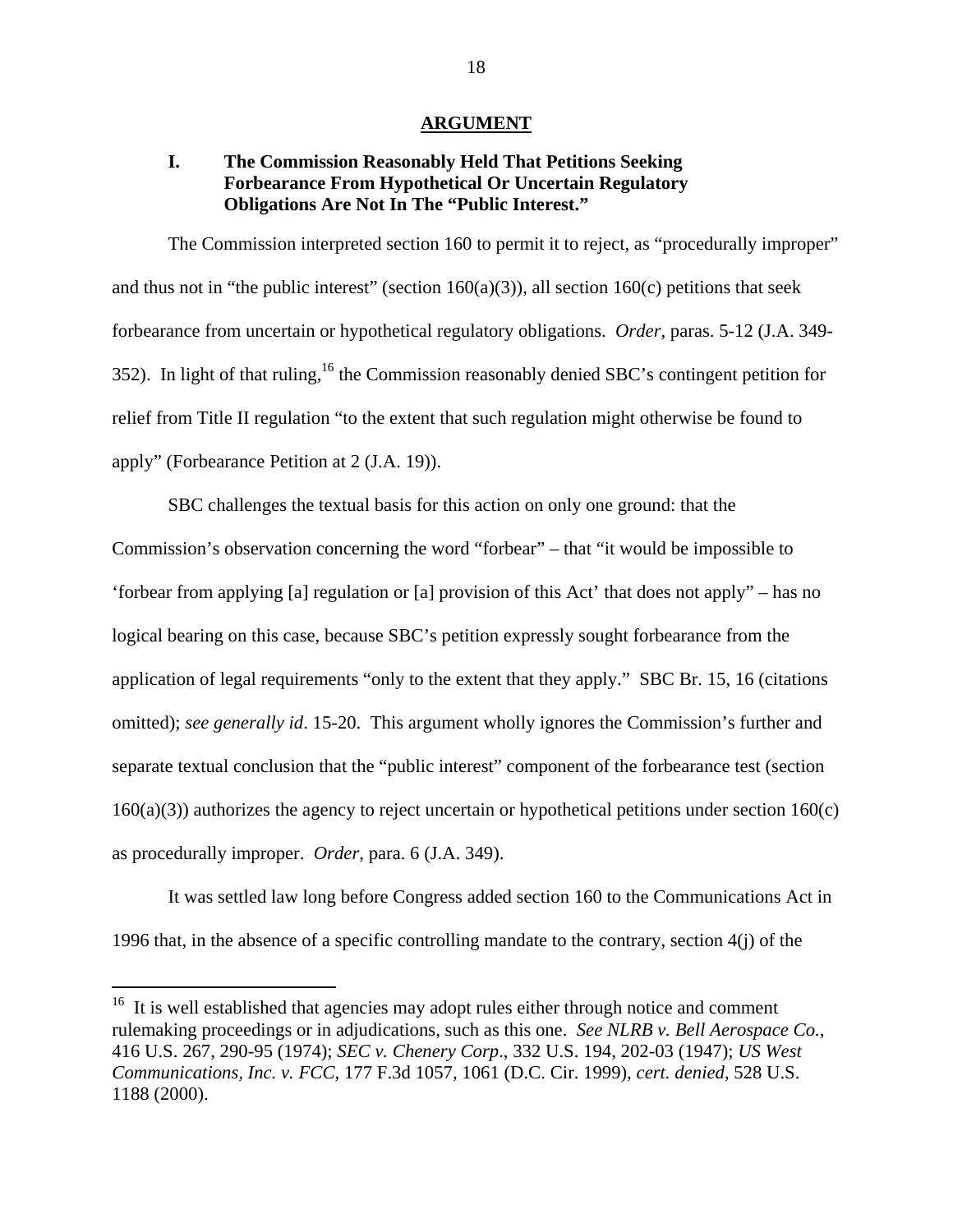## ARGUMENT

### I. The Commission Reasonably Held That Petitions Seeking Forbearance From Hypothetical Or Uncertain Regulatory Obligations Are Not In The "Public Interest."

The Commission interpreted section 160 to permit it to reject, as "procedurally improper" and thus not in "the public interest" (section 160(a)(3)), all section 160(c) petitions that seek forbearance from uncertain or hypothetical regulatory obligations. *Order,* paras. 5-12 (J.A. 349-352). In light of that ruling,[16] the Commission reasonably denied SBC's contingent petition for relief from Title II regulation "to the extent that such regulation might otherwise be found to apply" (Forbearance Petition at 2 (J.A. 19)).

SBC challenges the textual basis for this action on only one ground: that the Commission's observation concerning the word "forbear" – that "it would be impossible to 'forbear from applying [a] regulation or [a] provision of this Act' that does not apply" – has no logical bearing on this case, because SBC's petition expressly sought forbearance from the application of legal requirements "only to the extent that they apply." SBC Br. 15, 16 (citations omitted); *see generally id*. 15-20. This argument wholly ignores the Commission's further and separate textual conclusion that the "public interest" component of the forbearance test (section 160(a)(3)) authorizes the agency to reject uncertain or hypothetical petitions under section 160(c) as procedurally improper. *Order*, para. 6 (J.A. 349).

It was settled law long before Congress added section 160 to the Communications Act in 1996 that, in the absence of a specific controlling mandate to the contrary, section 4(j) of the

[16] It is well established that agencies may adopt rules either through notice and comment rulemaking proceedings or in adjudications, such as this one. *See NLRB v. Bell Aerospace Co.*, 416 U.S. 267, 290-95 (1974); *SEC v. Chenery Corp*., 332 U.S. 194, 202-03 (1947); *US West Communications, Inc. v. FCC*, 177 F.3d 1057, 1061 (D.C. Cir. 1999), *cert. denied*, 528 U.S. 1188 (2000).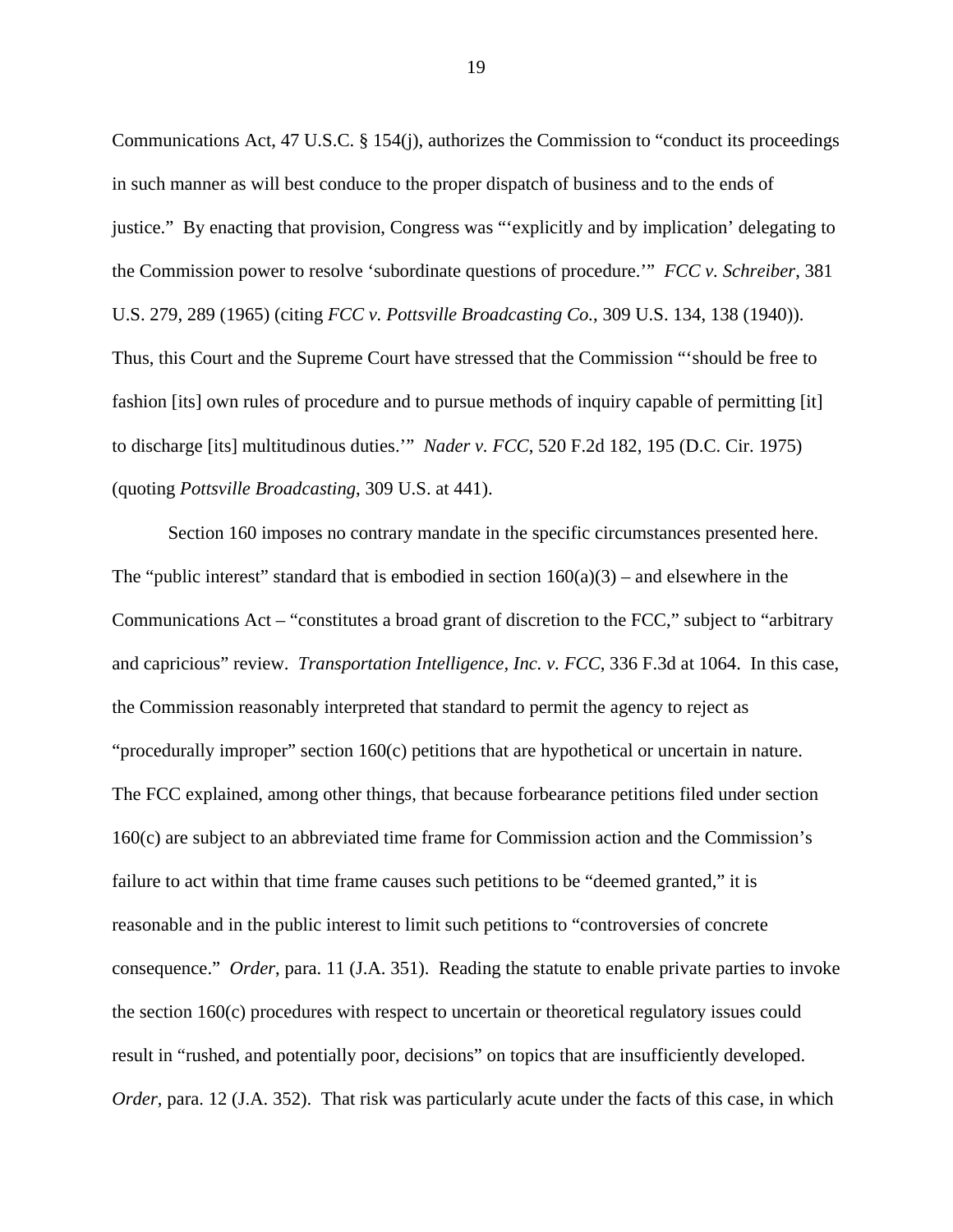Communications Act, 47 U.S.C. § 154(j), authorizes the Commission to "conduct its proceedings in such manner as will best conduce to the proper dispatch of business and to the ends of justice." By enacting that provision, Congress was "'explicitly and by implication' delegating to the Commission power to resolve 'subordinate questions of procedure.'" *FCC v. Schreiber*, 381 U.S. 279, 289 (1965) (citing *FCC v. Pottsville Broadcasting Co.*, 309 U.S. 134, 138 (1940)). Thus, this Court and the Supreme Court have stressed that the Commission "'should be free to fashion [its] own rules of procedure and to pursue methods of inquiry capable of permitting [it] to discharge [its] multitudinous duties.'" *Nader v. FCC*, 520 F.2d 182, 195 (D.C. Cir. 1975) (quoting *Pottsville Broadcasting*, 309 U.S. at 441).

Section 160 imposes no contrary mandate in the specific circumstances presented here. The "public interest" standard that is embodied in section 160(a)(3) – and elsewhere in the Communications Act – "constitutes a broad grant of discretion to the FCC," subject to "arbitrary and capricious" review. *Transportation Intelligence, Inc. v. FCC*, 336 F.3d at 1064. In this case, the Commission reasonably interpreted that standard to permit the agency to reject as "procedurally improper" section 160(c) petitions that are hypothetical or uncertain in nature. The FCC explained, among other things, that because forbearance petitions filed under section 160(c) are subject to an abbreviated time frame for Commission action and the Commission's failure to act within that time frame causes such petitions to be "deemed granted," it is reasonable and in the public interest to limit such petitions to "controversies of concrete consequence." *Order*, para. 11 (J.A. 351). Reading the statute to enable private parties to invoke the section 160(c) procedures with respect to uncertain or theoretical regulatory issues could result in "rushed, and potentially poor, decisions" on topics that are insufficiently developed. *Order*, para. 12 (J.A. 352). That risk was particularly acute under the facts of this case, in which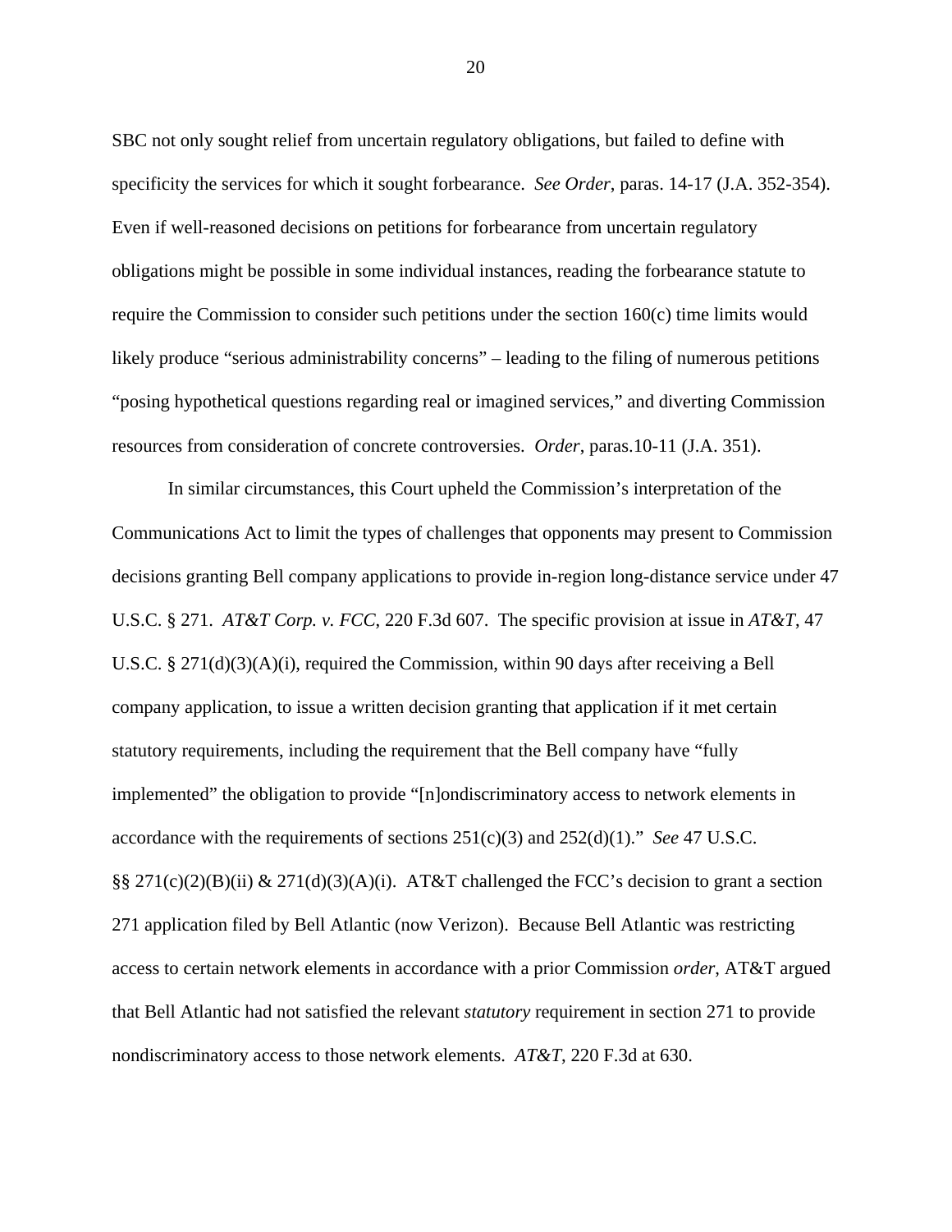SBC not only sought relief from uncertain regulatory obligations, but failed to define with specificity the services for which it sought forbearance. *See Order*, paras. 14-17 (J.A. 352-354). Even if well-reasoned decisions on petitions for forbearance from uncertain regulatory obligations might be possible in some individual instances, reading the forbearance statute to require the Commission to consider such petitions under the section 160(c) time limits would likely produce "serious administrability concerns" – leading to the filing of numerous petitions "posing hypothetical questions regarding real or imagined services," and diverting Commission resources from consideration of concrete controversies. *Order*, paras.10-11 (J.A. 351).

In similar circumstances, this Court upheld the Commission's interpretation of the Communications Act to limit the types of challenges that opponents may present to Commission decisions granting Bell company applications to provide in-region long-distance service under 47 U.S.C. § 271. *AT&T Corp. v. FCC*, 220 F.3d 607. The specific provision at issue in *AT&T*, 47 U.S.C. § 271(d)(3)(A)(i), required the Commission, within 90 days after receiving a Bell company application, to issue a written decision granting that application if it met certain statutory requirements, including the requirement that the Bell company have "fully implemented" the obligation to provide "[n]ondiscriminatory access to network elements in accordance with the requirements of sections 251(c)(3) and 252(d)(1)." *See* 47 U.S.C. §§ 271(c)(2)(B)(ii) & 271(d)(3)(A)(i). AT&T challenged the FCC's decision to grant a section 271 application filed by Bell Atlantic (now Verizon). Because Bell Atlantic was restricting access to certain network elements in accordance with a prior Commission *order*, AT&T argued that Bell Atlantic had not satisfied the relevant *statutory* requirement in section 271 to provide nondiscriminatory access to those network elements. *AT&T*, 220 F.3d at 630.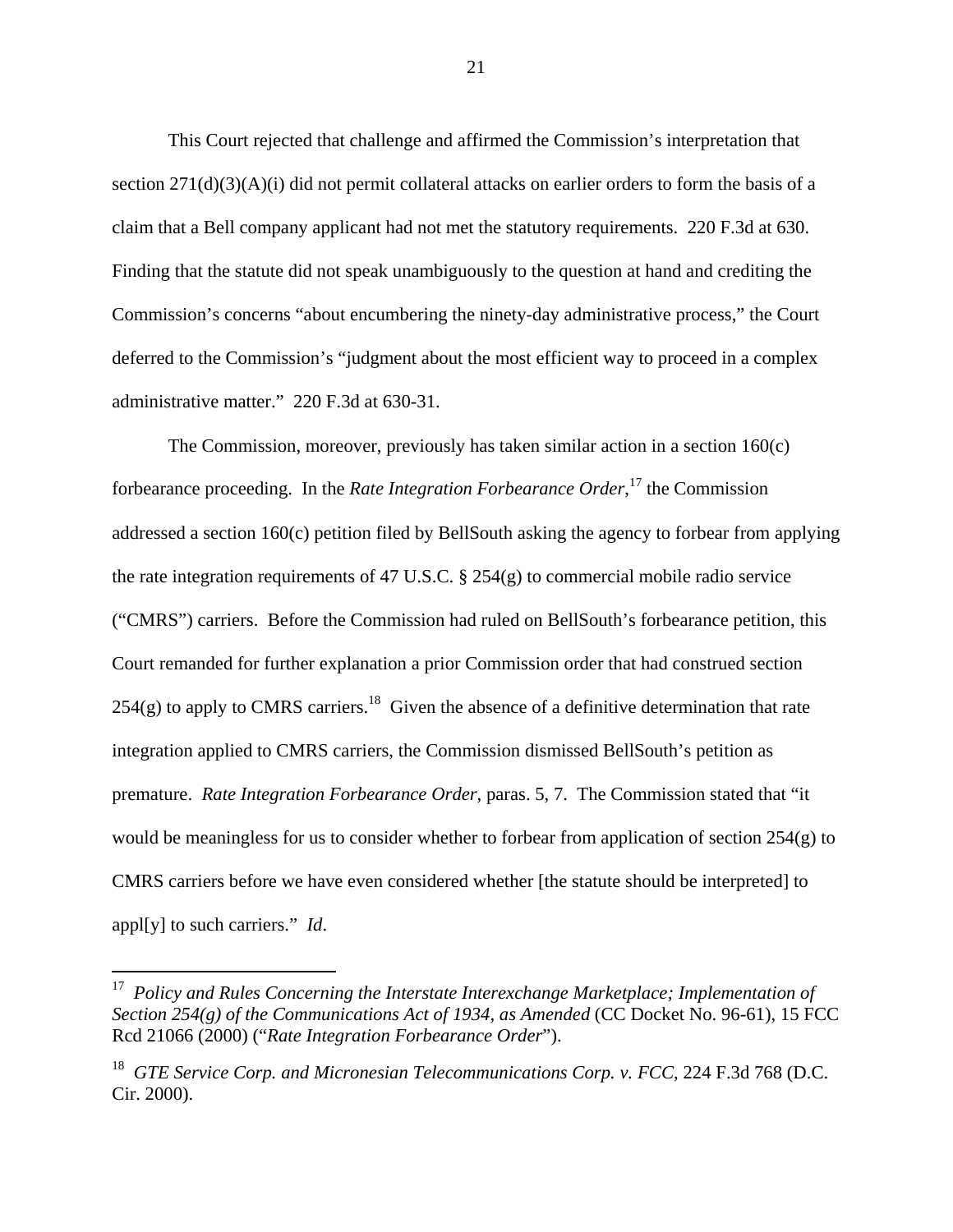This Court rejected that challenge and affirmed the Commission's interpretation that section 271(d)(3)(A)(i) did not permit collateral attacks on earlier orders to form the basis of a claim that a Bell company applicant had not met the statutory requirements. 220 F.3d at 630. Finding that the statute did not speak unambiguously to the question at hand and crediting the Commission's concerns "about encumbering the ninety-day administrative process," the Court deferred to the Commission's "judgment about the most efficient way to proceed in a complex administrative matter." 220 F.3d at 630-31.

The Commission, moreover, previously has taken similar action in a section 160(c) forbearance proceeding. In the *Rate Integration Forbearance Order*,[17] the Commission addressed a section 160(c) petition filed by BellSouth asking the agency to forbear from applying the rate integration requirements of 47 U.S.C. § 254(g) to commercial mobile radio service ("CMRS") carriers. Before the Commission had ruled on BellSouth's forbearance petition, this Court remanded for further explanation a prior Commission order that had construed section 254(g) to apply to CMRS carriers.[18] Given the absence of a definitive determination that rate integration applied to CMRS carriers, the Commission dismissed BellSouth's petition as premature. *Rate Integration Forbearance Order*, paras. 5, 7. The Commission stated that "it would be meaningless for us to consider whether to forbear from application of section 254(g) to CMRS carriers before we have even considered whether [the statute should be interpreted] to appl[y] to such carriers." *Id*.

---

[17] *Policy and Rules Concerning the Interstate Interexchange Marketplace; Implementation of Section 254(g) of the Communications Act of 1934, as Amended* (CC Docket No. 96-61), 15 FCC Rcd 21066 (2000) ("*Rate Integration Forbearance Order*").

[18] *GTE Service Corp. and Micronesian Telecommunications Corp. v. FCC*, 224 F.3d 768 (D.C. Cir. 2000).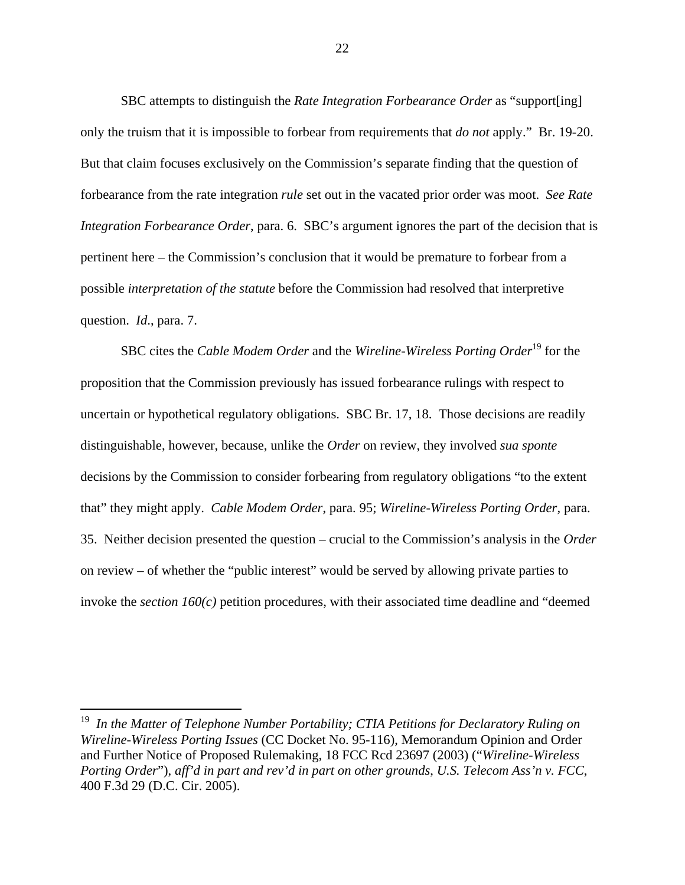SBC attempts to distinguish the *Rate Integration Forbearance Order* as "support[ing] only the truism that it is impossible to forbear from requirements that *do not* apply." Br. 19-20. But that claim focuses exclusively on the Commission's separate finding that the question of forbearance from the rate integration *rule* set out in the vacated prior order was moot. *See Rate Integration Forbearance Order*, para. 6. SBC's argument ignores the part of the decision that is pertinent here – the Commission's conclusion that it would be premature to forbear from a possible *interpretation of the statute* before the Commission had resolved that interpretive question. *Id*., para. 7.

SBC cites the *Cable Modem Order* and the *Wireline-Wireless Porting Order*[19] for the proposition that the Commission previously has issued forbearance rulings with respect to uncertain or hypothetical regulatory obligations. SBC Br. 17, 18. Those decisions are readily distinguishable, however, because, unlike the *Order* on review, they involved *sua sponte* decisions by the Commission to consider forbearing from regulatory obligations "to the extent that" they might apply. *Cable Modem Order*, para. 95; *Wireline-Wireless Porting Order*, para. 35. Neither decision presented the question – crucial to the Commission's analysis in the *Order* on review – of whether the "public interest" would be served by allowing private parties to invoke the *section 160(c)* petition procedures, with their associated time deadline and "deemed

---

[19] *In the Matter of Telephone Number Portability; CTIA Petitions for Declaratory Ruling on Wireline-Wireless Porting Issues* (CC Docket No. 95-116), Memorandum Opinion and Order and Further Notice of Proposed Rulemaking, 18 FCC Rcd 23697 (2003) ("*Wireline-Wireless Porting Order*"), *aff'd in part and rev'd in part on other grounds*, *U.S. Telecom Ass'n v. FCC*, 400 F.3d 29 (D.C. Cir. 2005).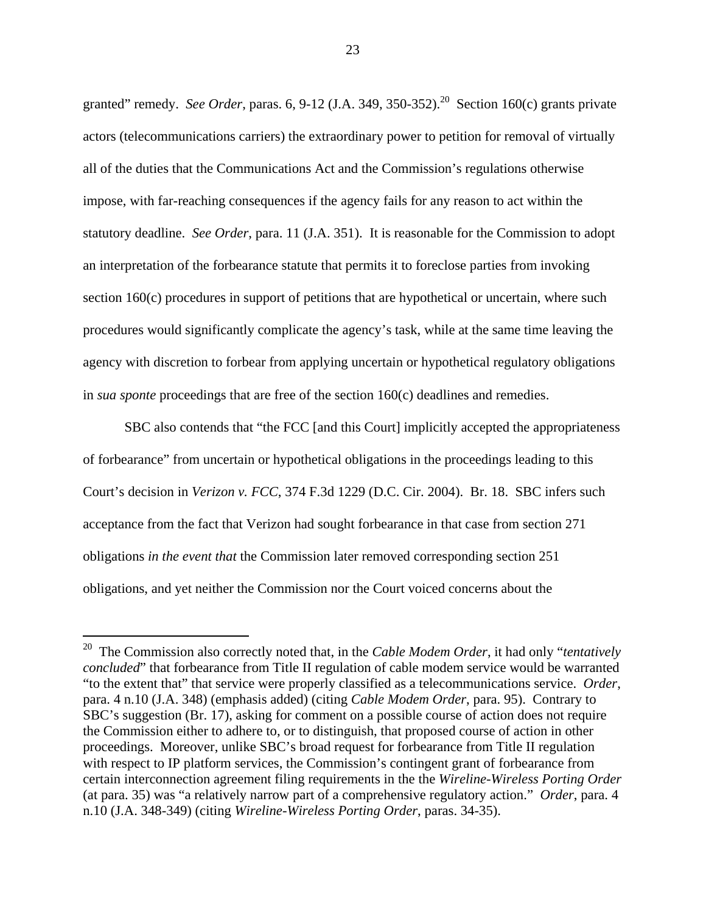granted" remedy. *See Order*, paras. 6, 9-12 (J.A. 349, 350-352).[20] Section 160(c) grants private actors (telecommunications carriers) the extraordinary power to petition for removal of virtually all of the duties that the Communications Act and the Commission's regulations otherwise impose, with far-reaching consequences if the agency fails for any reason to act within the statutory deadline. *See Order*, para. 11 (J.A. 351). It is reasonable for the Commission to adopt an interpretation of the forbearance statute that permits it to foreclose parties from invoking section 160(c) procedures in support of petitions that are hypothetical or uncertain, where such procedures would significantly complicate the agency's task, while at the same time leaving the agency with discretion to forbear from applying uncertain or hypothetical regulatory obligations in *sua sponte* proceedings that are free of the section 160(c) deadlines and remedies.

SBC also contends that "the FCC [and this Court] implicitly accepted the appropriateness of forbearance" from uncertain or hypothetical obligations in the proceedings leading to this Court's decision in *Verizon v. FCC*, 374 F.3d 1229 (D.C. Cir. 2004). Br. 18. SBC infers such acceptance from the fact that Verizon had sought forbearance in that case from section 271 obligations *in the event that* the Commission later removed corresponding section 251 obligations, and yet neither the Commission nor the Court voiced concerns about the

---

[20] The Commission also correctly noted that, in the *Cable Modem Order*, it had only "*tentatively concluded*" that forbearance from Title II regulation of cable modem service would be warranted "to the extent that" that service were properly classified as a telecommunications service. *Order*, para. 4 n.10 (J.A. 348) (emphasis added) (citing *Cable Modem Order*, para. 95). Contrary to SBC's suggestion (Br. 17), asking for comment on a possible course of action does not require the Commission either to adhere to, or to distinguish, that proposed course of action in other proceedings. Moreover, unlike SBC's broad request for forbearance from Title II regulation with respect to IP platform services, the Commission's contingent grant of forbearance from certain interconnection agreement filing requirements in the the *Wireline-Wireless Porting Order* (at para. 35) was "a relatively narrow part of a comprehensive regulatory action." *Order*, para. 4 n.10 (J.A. 348-349) (citing *Wireline-Wireless Porting Order*, paras. 34-35).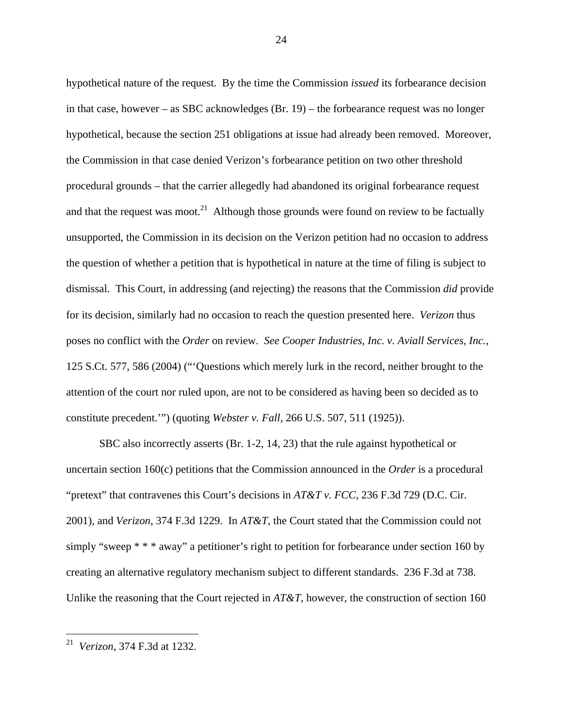hypothetical nature of the request. By the time the Commission *issued* its forbearance decision in that case, however – as SBC acknowledges (Br. 19) – the forbearance request was no longer hypothetical, because the section 251 obligations at issue had already been removed. Moreover, the Commission in that case denied Verizon's forbearance petition on two other threshold procedural grounds – that the carrier allegedly had abandoned its original forbearance request and that the request was moot.[21] Although those grounds were found on review to be factually unsupported, the Commission in its decision on the Verizon petition had no occasion to address the question of whether a petition that is hypothetical in nature at the time of filing is subject to dismissal. This Court, in addressing (and rejecting) the reasons that the Commission *did* provide for its decision, similarly had no occasion to reach the question presented here. *Verizon* thus poses no conflict with the *Order* on review. *See Cooper Industries, Inc. v. Aviall Services, Inc.*, 125 S.Ct. 577, 586 (2004) ("'Questions which merely lurk in the record, neither brought to the attention of the court nor ruled upon, are not to be considered as having been so decided as to constitute precedent.'") (quoting *Webster v. Fall*, 266 U.S. 507, 511 (1925)).

SBC also incorrectly asserts (Br. 1-2, 14, 23) that the rule against hypothetical or uncertain section 160(c) petitions that the Commission announced in the *Order* is a procedural "pretext" that contravenes this Court's decisions in *AT&T v. FCC*, 236 F.3d 729 (D.C. Cir. 2001), and *Verizon*, 374 F.3d 1229. In *AT&T*, the Court stated that the Commission could not simply "sweep * * * away" a petitioner's right to petition for forbearance under section 160 by creating an alternative regulatory mechanism subject to different standards. 236 F.3d at 738. Unlike the reasoning that the Court rejected in *AT&T*, however, the construction of section 160

---

[21] *Verizon*, 374 F.3d at 1232.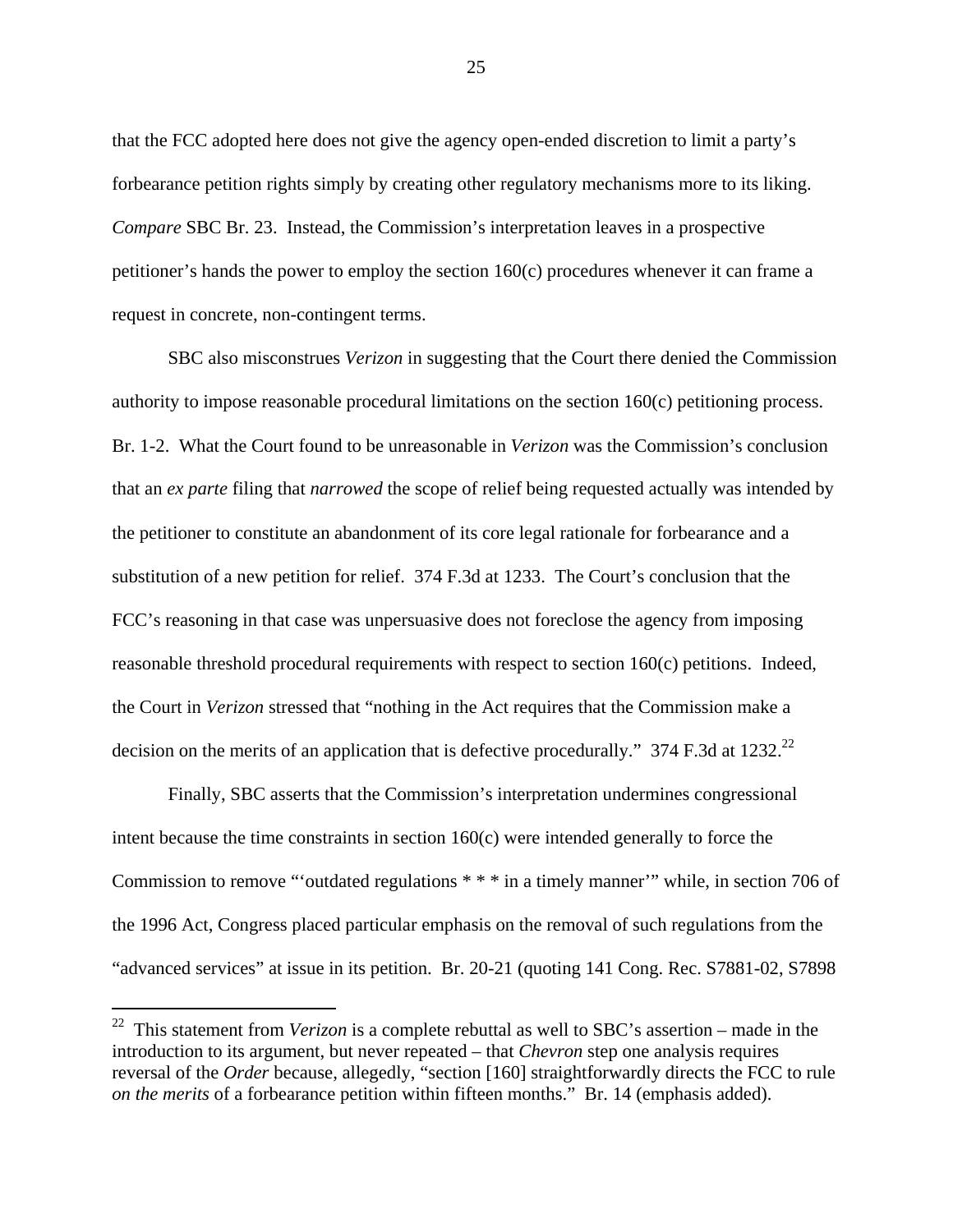that the FCC adopted here does not give the agency open-ended discretion to limit a party's forbearance petition rights simply by creating other regulatory mechanisms more to its liking. *Compare* SBC Br. 23. Instead, the Commission's interpretation leaves in a prospective petitioner's hands the power to employ the section 160(c) procedures whenever it can frame a request in concrete, non-contingent terms.

SBC also misconstrues *Verizon* in suggesting that the Court there denied the Commission authority to impose reasonable procedural limitations on the section 160(c) petitioning process. Br. 1-2. What the Court found to be unreasonable in *Verizon* was the Commission's conclusion that an *ex parte* filing that *narrowed* the scope of relief being requested actually was intended by the petitioner to constitute an abandonment of its core legal rationale for forbearance and a substitution of a new petition for relief. 374 F.3d at 1233. The Court's conclusion that the FCC's reasoning in that case was unpersuasive does not foreclose the agency from imposing reasonable threshold procedural requirements with respect to section 160(c) petitions. Indeed, the Court in *Verizon* stressed that "nothing in the Act requires that the Commission make a decision on the merits of an application that is defective procedurally." 374 F.3d at 1232.[22]

Finally, SBC asserts that the Commission's interpretation undermines congressional intent because the time constraints in section 160(c) were intended generally to force the Commission to remove "'outdated regulations * * * in a timely manner'" while, in section 706 of the 1996 Act, Congress placed particular emphasis on the removal of such regulations from the "advanced services" at issue in its petition. Br. 20-21 (quoting 141 Cong. Rec. S7881-02, S7898

---

[22] This statement from *Verizon* is a complete rebuttal as well to SBC's assertion – made in the introduction to its argument, but never repeated – that *Chevron* step one analysis requires reversal of the *Order* because, allegedly, "section [160] straightforwardly directs the FCC to rule *on the merits* of a forbearance petition within fifteen months." Br. 14 (emphasis added).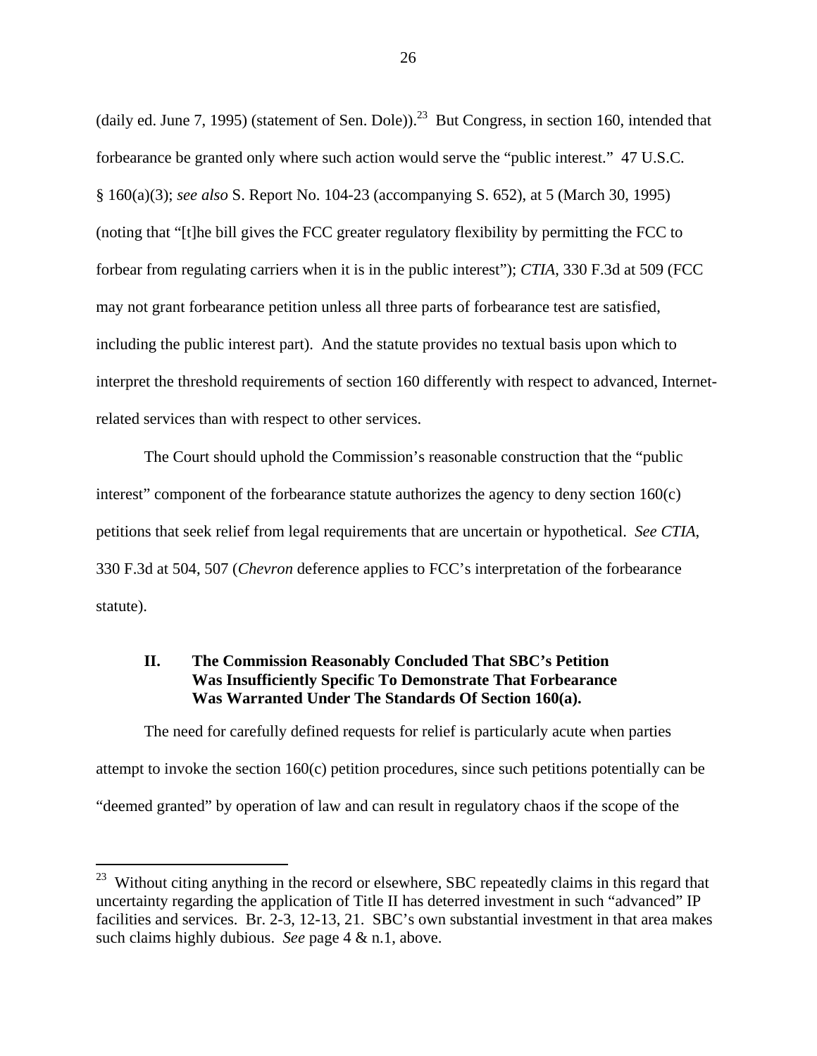(daily ed. June 7, 1995) (statement of Sen. Dole)).[23] But Congress, in section 160, intended that forbearance be granted only where such action would serve the "public interest." 47 U.S.C. § 160(a)(3); *see also* S. Report No. 104-23 (accompanying S. 652), at 5 (March 30, 1995) (noting that "[t]he bill gives the FCC greater regulatory flexibility by permitting the FCC to forbear from regulating carriers when it is in the public interest"); *CTIA*, 330 F.3d at 509 (FCC may not grant forbearance petition unless all three parts of forbearance test are satisfied, including the public interest part). And the statute provides no textual basis upon which to interpret the threshold requirements of section 160 differently with respect to advanced, Internet-related services than with respect to other services.

The Court should uphold the Commission's reasonable construction that the "public interest" component of the forbearance statute authorizes the agency to deny section 160(c) petitions that seek relief from legal requirements that are uncertain or hypothetical. *See CTIA*, 330 F.3d at 504, 507 (*Chevron* deference applies to FCC's interpretation of the forbearance statute).

## II. The Commission Reasonably Concluded That SBC's Petition Was Insufficiently Specific To Demonstrate That Forbearance Was Warranted Under The Standards Of Section 160(a).

The need for carefully defined requests for relief is particularly acute when parties attempt to invoke the section 160(c) petition procedures, since such petitions potentially can be "deemed granted" by operation of law and can result in regulatory chaos if the scope of the

---

[23] Without citing anything in the record or elsewhere, SBC repeatedly claims in this regard that uncertainty regarding the application of Title II has deterred investment in such "advanced" IP facilities and services. Br. 2-3, 12-13, 21. SBC's own substantial investment in that area makes such claims highly dubious. *See* page 4 & n.1, above.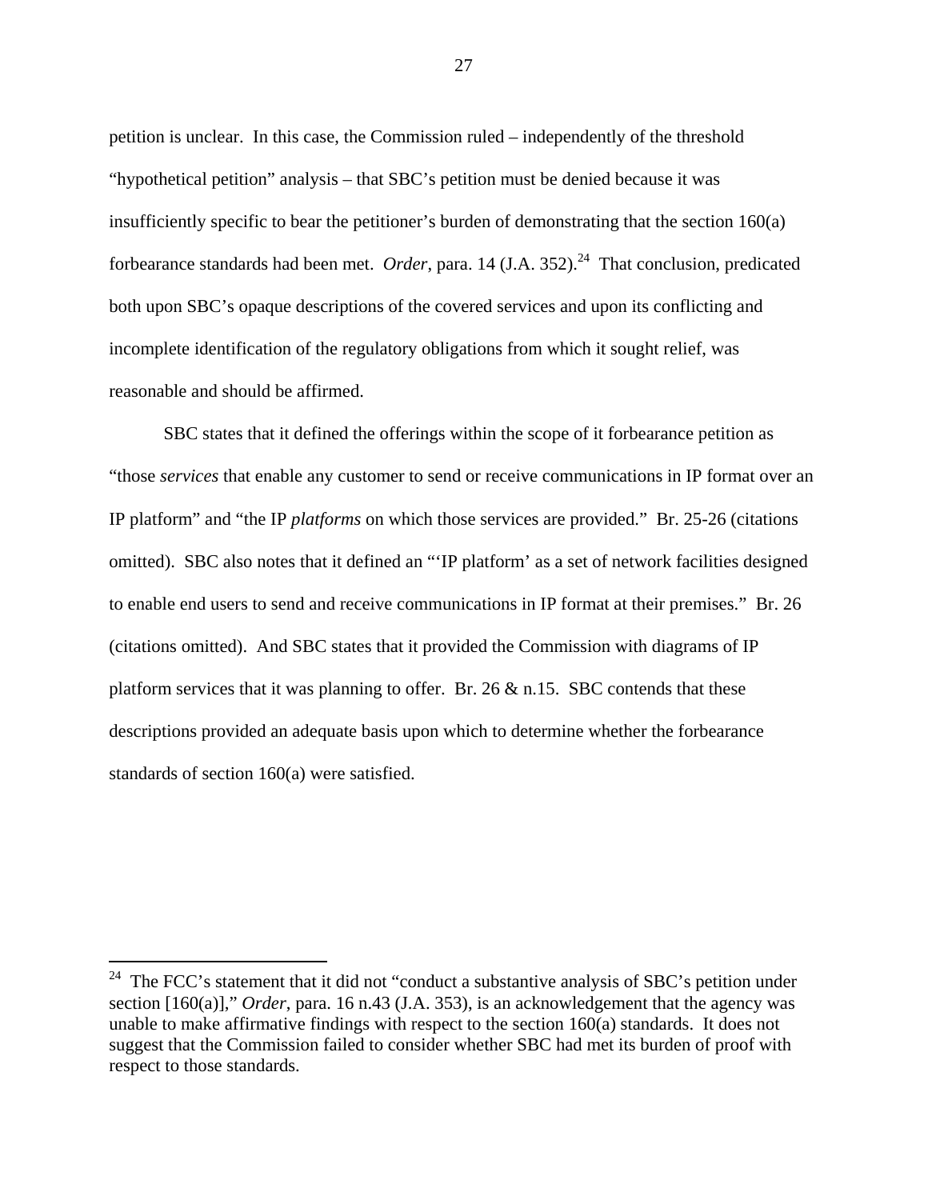petition is unclear. In this case, the Commission ruled – independently of the threshold "hypothetical petition" analysis – that SBC's petition must be denied because it was insufficiently specific to bear the petitioner's burden of demonstrating that the section 160(a) forbearance standards had been met. *Order*, para. 14 (J.A. 352).[24] That conclusion, predicated both upon SBC's opaque descriptions of the covered services and upon its conflicting and incomplete identification of the regulatory obligations from which it sought relief, was reasonable and should be affirmed.

SBC states that it defined the offerings within the scope of it forbearance petition as "those *services* that enable any customer to send or receive communications in IP format over an IP platform" and "the IP *platforms* on which those services are provided." Br. 25-26 (citations omitted). SBC also notes that it defined an "'IP platform' as a set of network facilities designed to enable end users to send and receive communications in IP format at their premises." Br. 26 (citations omitted). And SBC states that it provided the Commission with diagrams of IP platform services that it was planning to offer. Br. 26 & n.15. SBC contends that these descriptions provided an adequate basis upon which to determine whether the forbearance standards of section 160(a) were satisfied.

---

[24] The FCC's statement that it did not "conduct a substantive analysis of SBC's petition under section [160(a)]," *Order*, para. 16 n.43 (J.A. 353), is an acknowledgement that the agency was unable to make affirmative findings with respect to the section 160(a) standards. It does not suggest that the Commission failed to consider whether SBC had met its burden of proof with respect to those standards.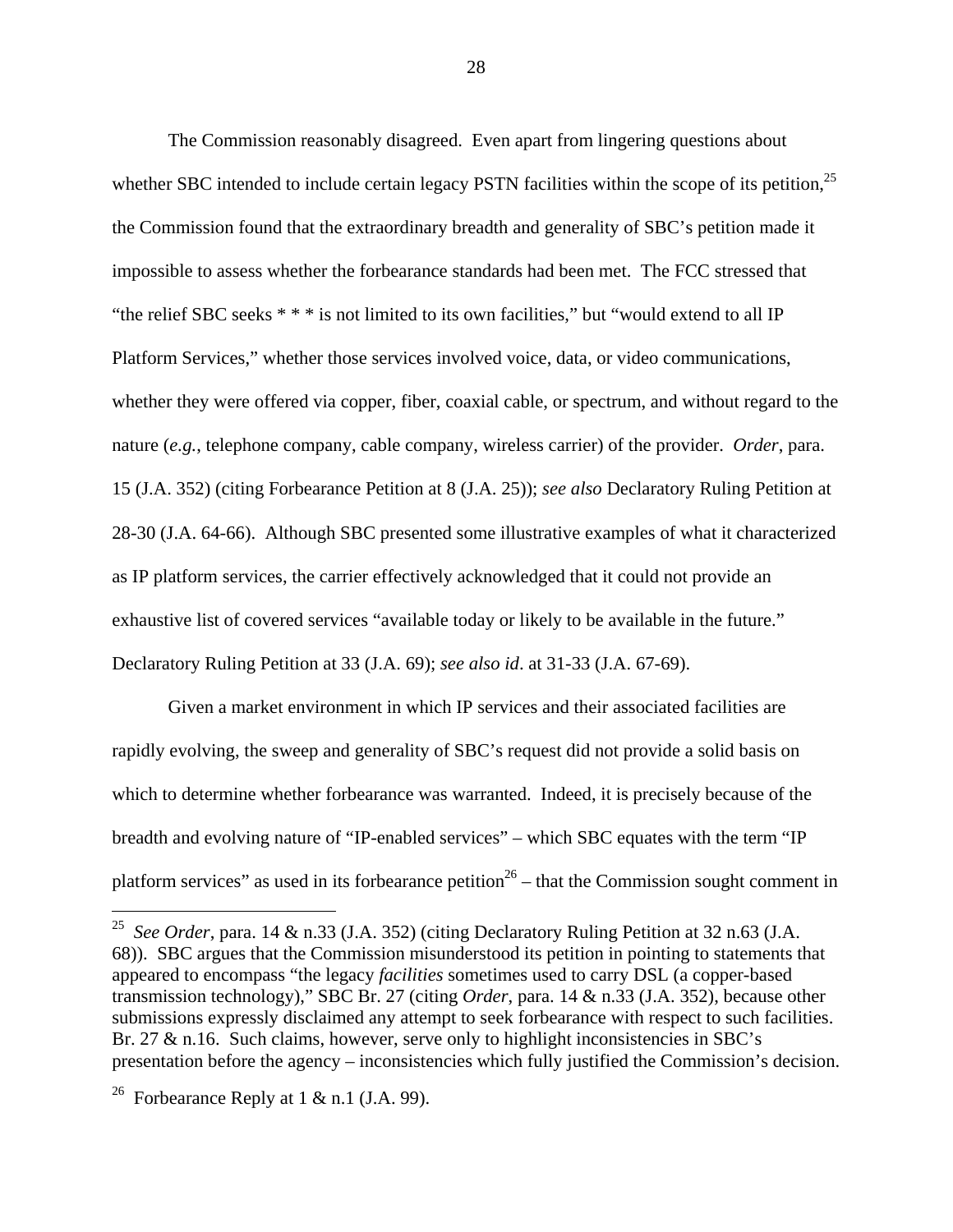The Commission reasonably disagreed. Even apart from lingering questions about whether SBC intended to include certain legacy PSTN facilities within the scope of its petition,[25] the Commission found that the extraordinary breadth and generality of SBC's petition made it impossible to assess whether the forbearance standards had been met. The FCC stressed that "the relief SBC seeks * * * is not limited to its own facilities," but "would extend to all IP Platform Services," whether those services involved voice, data, or video communications, whether they were offered via copper, fiber, coaxial cable, or spectrum, and without regard to the nature (*e.g.*, telephone company, cable company, wireless carrier) of the provider. *Order*, para. 15 (J.A. 352) (citing Forbearance Petition at 8 (J.A. 25)); *see also* Declaratory Ruling Petition at 28-30 (J.A. 64-66). Although SBC presented some illustrative examples of what it characterized as IP platform services, the carrier effectively acknowledged that it could not provide an exhaustive list of covered services "available today or likely to be available in the future." Declaratory Ruling Petition at 33 (J.A. 69); *see also id*. at 31-33 (J.A. 67-69).

Given a market environment in which IP services and their associated facilities are rapidly evolving, the sweep and generality of SBC's request did not provide a solid basis on which to determine whether forbearance was warranted. Indeed, it is precisely because of the breadth and evolving nature of "IP-enabled services" – which SBC equates with the term "IP platform services" as used in its forbearance petition[26] – that the Commission sought comment in

---

[25] *See Order*, para. 14 & n.33 (J.A. 352) (citing Declaratory Ruling Petition at 32 n.63 (J.A. 68)). SBC argues that the Commission misunderstood its petition in pointing to statements that appeared to encompass "the legacy *facilities* sometimes used to carry DSL (a copper-based transmission technology)," SBC Br. 27 (citing *Order*, para. 14 & n.33 (J.A. 352), because other submissions expressly disclaimed any attempt to seek forbearance with respect to such facilities. Br. 27 & n.16. Such claims, however, serve only to highlight inconsistencies in SBC's presentation before the agency – inconsistencies which fully justified the Commission's decision.

[26] Forbearance Reply at 1 & n.1 (J.A. 99).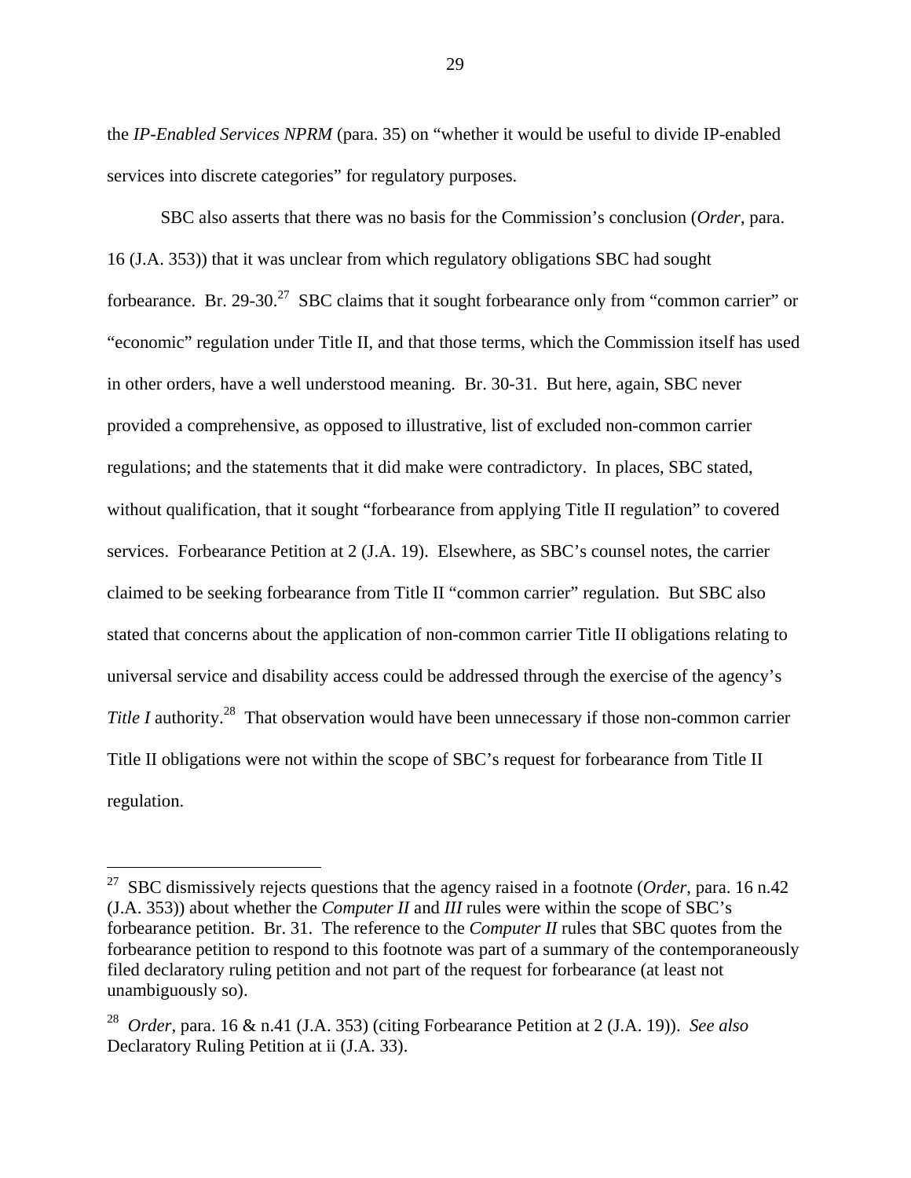the *IP-Enabled Services NPRM* (para. 35) on "whether it would be useful to divide IP-enabled services into discrete categories" for regulatory purposes.

SBC also asserts that there was no basis for the Commission's conclusion (*Order*, para. 16 (J.A. 353)) that it was unclear from which regulatory obligations SBC had sought forbearance. Br. 29-30.[27] SBC claims that it sought forbearance only from "common carrier" or "economic" regulation under Title II, and that those terms, which the Commission itself has used in other orders, have a well understood meaning. Br. 30-31. But here, again, SBC never provided a comprehensive, as opposed to illustrative, list of excluded non-common carrier regulations; and the statements that it did make were contradictory. In places, SBC stated, without qualification, that it sought "forbearance from applying Title II regulation" to covered services. Forbearance Petition at 2 (J.A. 19). Elsewhere, as SBC's counsel notes, the carrier claimed to be seeking forbearance from Title II "common carrier" regulation. But SBC also stated that concerns about the application of non-common carrier Title II obligations relating to universal service and disability access could be addressed through the exercise of the agency's *Title I* authority.[28] That observation would have been unnecessary if those non-common carrier Title II obligations were not within the scope of SBC's request for forbearance from Title II regulation.

---

[27] SBC dismissively rejects questions that the agency raised in a footnote (*Order*, para. 16 n.42 (J.A. 353)) about whether the *Computer II* and *III* rules were within the scope of SBC's forbearance petition. Br. 31. The reference to the *Computer II* rules that SBC quotes from the forbearance petition to respond to this footnote was part of a summary of the contemporaneously filed declaratory ruling petition and not part of the request for forbearance (at least not unambiguously so).

[28] *Order*, para. 16 & n.41 (J.A. 353) (citing Forbearance Petition at 2 (J.A. 19)). *See also* Declaratory Ruling Petition at ii (J.A. 33).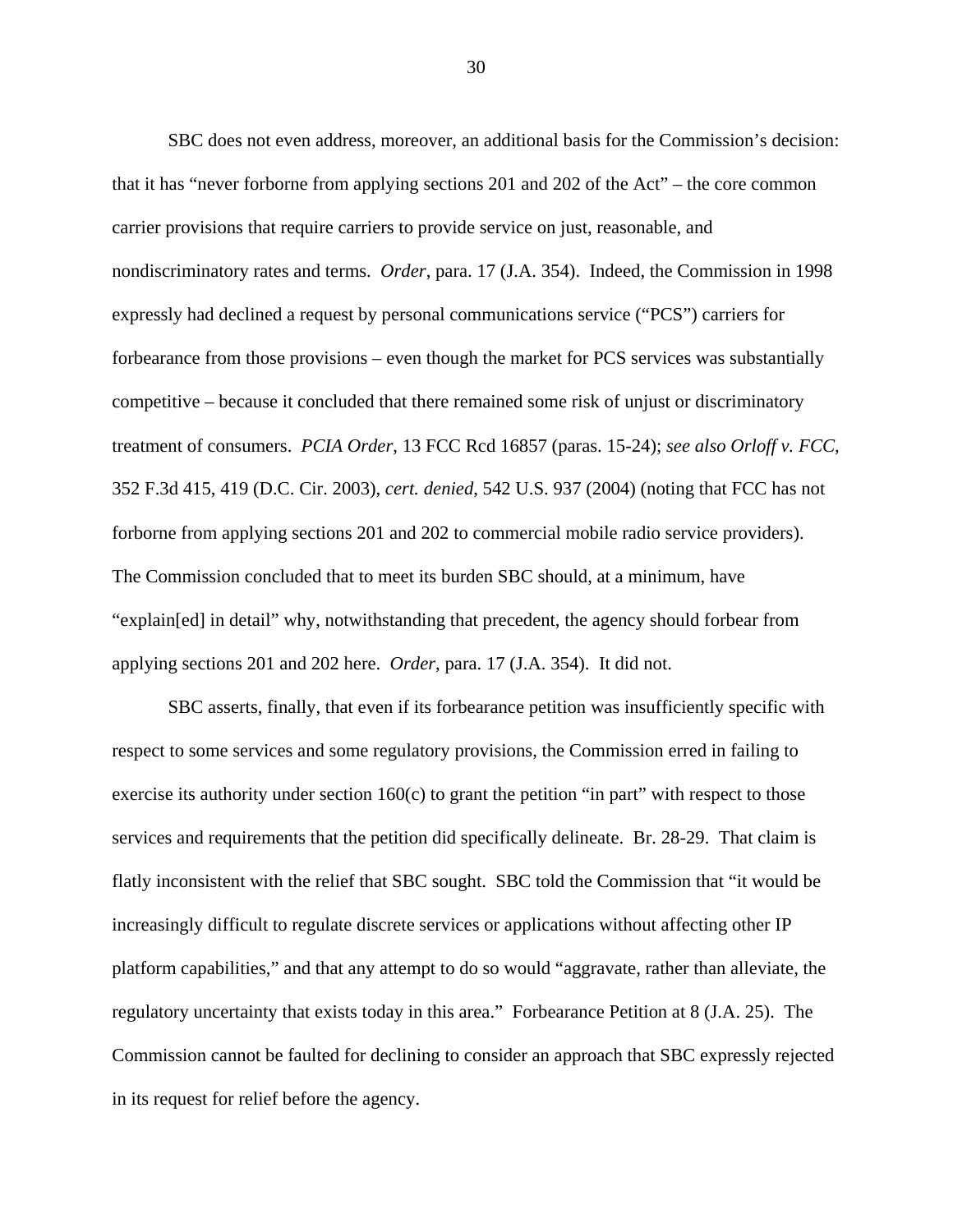SBC does not even address, moreover, an additional basis for the Commission's decision: that it has "never forborne from applying sections 201 and 202 of the Act" – the core common carrier provisions that require carriers to provide service on just, reasonable, and nondiscriminatory rates and terms. *Order*, para. 17 (J.A. 354). Indeed, the Commission in 1998 expressly had declined a request by personal communications service ("PCS") carriers for forbearance from those provisions – even though the market for PCS services was substantially competitive – because it concluded that there remained some risk of unjust or discriminatory treatment of consumers. *PCIA Order*, 13 FCC Rcd 16857 (paras. 15-24); *see also Orloff v. FCC*, 352 F.3d 415, 419 (D.C. Cir. 2003), *cert. denied*, 542 U.S. 937 (2004) (noting that FCC has not forborne from applying sections 201 and 202 to commercial mobile radio service providers). The Commission concluded that to meet its burden SBC should, at a minimum, have "explain[ed] in detail" why, notwithstanding that precedent, the agency should forbear from applying sections 201 and 202 here. *Order*, para. 17 (J.A. 354). It did not.

SBC asserts, finally, that even if its forbearance petition was insufficiently specific with respect to some services and some regulatory provisions, the Commission erred in failing to exercise its authority under section 160(c) to grant the petition "in part" with respect to those services and requirements that the petition did specifically delineate. Br. 28-29. That claim is flatly inconsistent with the relief that SBC sought. SBC told the Commission that "it would be increasingly difficult to regulate discrete services or applications without affecting other IP platform capabilities," and that any attempt to do so would "aggravate, rather than alleviate, the regulatory uncertainty that exists today in this area." Forbearance Petition at 8 (J.A. 25). The Commission cannot be faulted for declining to consider an approach that SBC expressly rejected in its request for relief before the agency.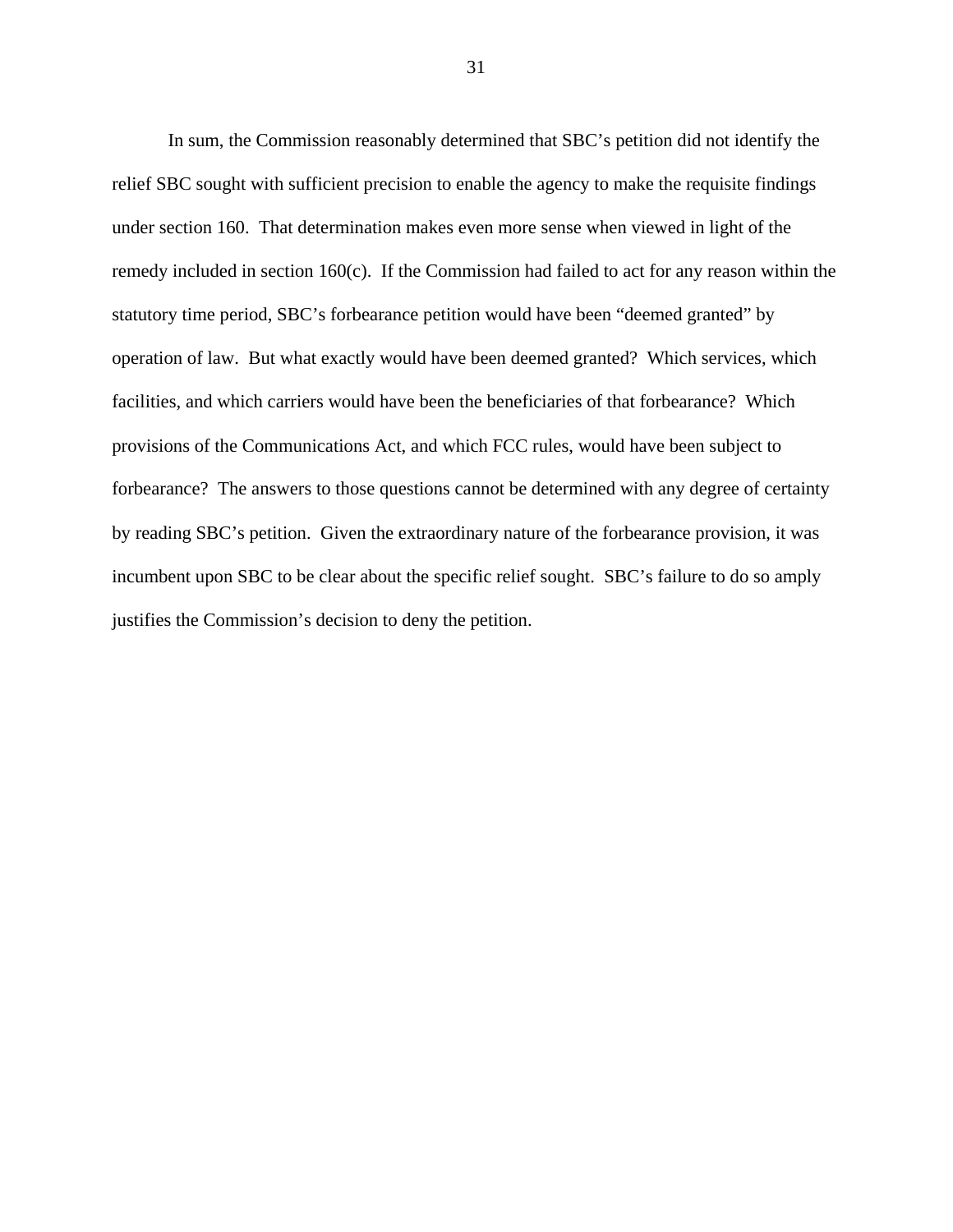In sum, the Commission reasonably determined that SBC's petition did not identify the relief SBC sought with sufficient precision to enable the agency to make the requisite findings under section 160. That determination makes even more sense when viewed in light of the remedy included in section 160(c). If the Commission had failed to act for any reason within the statutory time period, SBC's forbearance petition would have been "deemed granted" by operation of law. But what exactly would have been deemed granted? Which services, which facilities, and which carriers would have been the beneficiaries of that forbearance? Which provisions of the Communications Act, and which FCC rules, would have been subject to forbearance? The answers to those questions cannot be determined with any degree of certainty by reading SBC's petition. Given the extraordinary nature of the forbearance provision, it was incumbent upon SBC to be clear about the specific relief sought. SBC's failure to do so amply justifies the Commission's decision to deny the petition.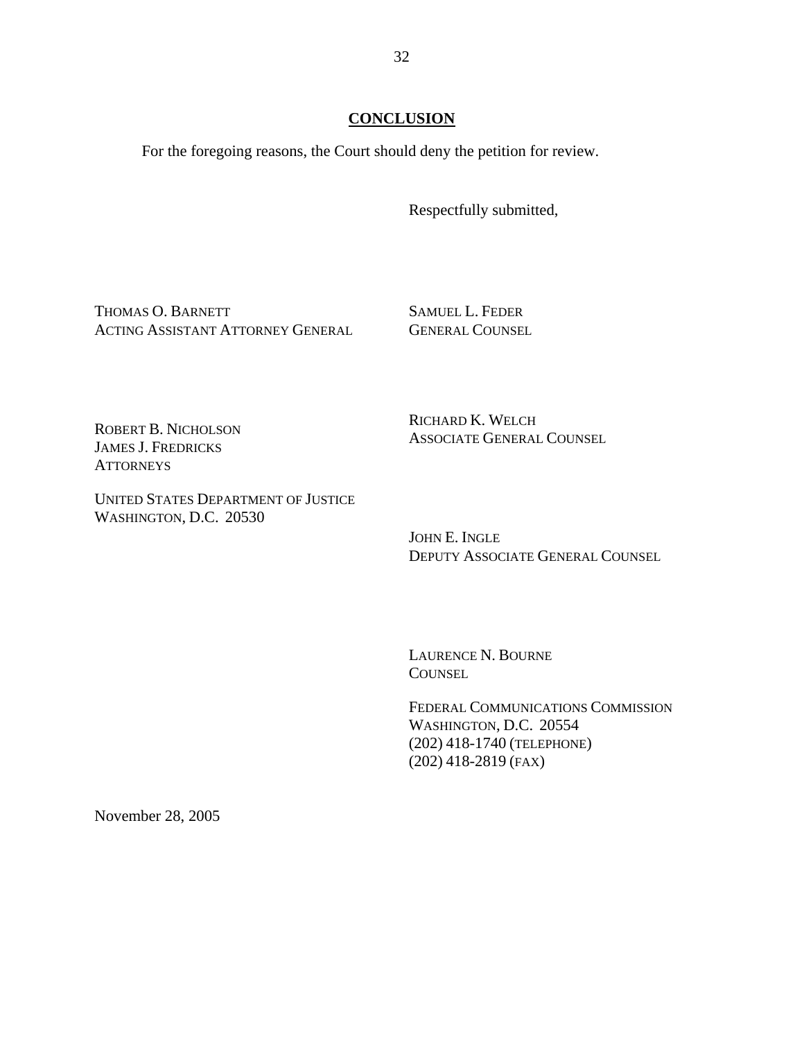## CONCLUSION

For the foregoing reasons, the Court should deny the petition for review.

Respectfully submitted,

THOMAS O. BARNETT
ACTING ASSISTANT ATTORNEY GENERAL

ROBERT B. NICHOLSON
JAMES J. FREDRICKS
ATTORNEYS

UNITED STATES DEPARTMENT OF JUSTICE
WASHINGTON, D.C. 20530

SAMUEL L. FEDER
GENERAL COUNSEL

RICHARD K. WELCH
ASSOCIATE GENERAL COUNSEL

JOHN E. INGLE
DEPUTY ASSOCIATE GENERAL COUNSEL

LAURENCE N. BOURNE
COUNSEL

FEDERAL COMMUNICATIONS COMMISSION
WASHINGTON, D.C. 20554
(202) 418-1740 (TELEPHONE)
(202) 418-2819 (FAX)

November 28, 2005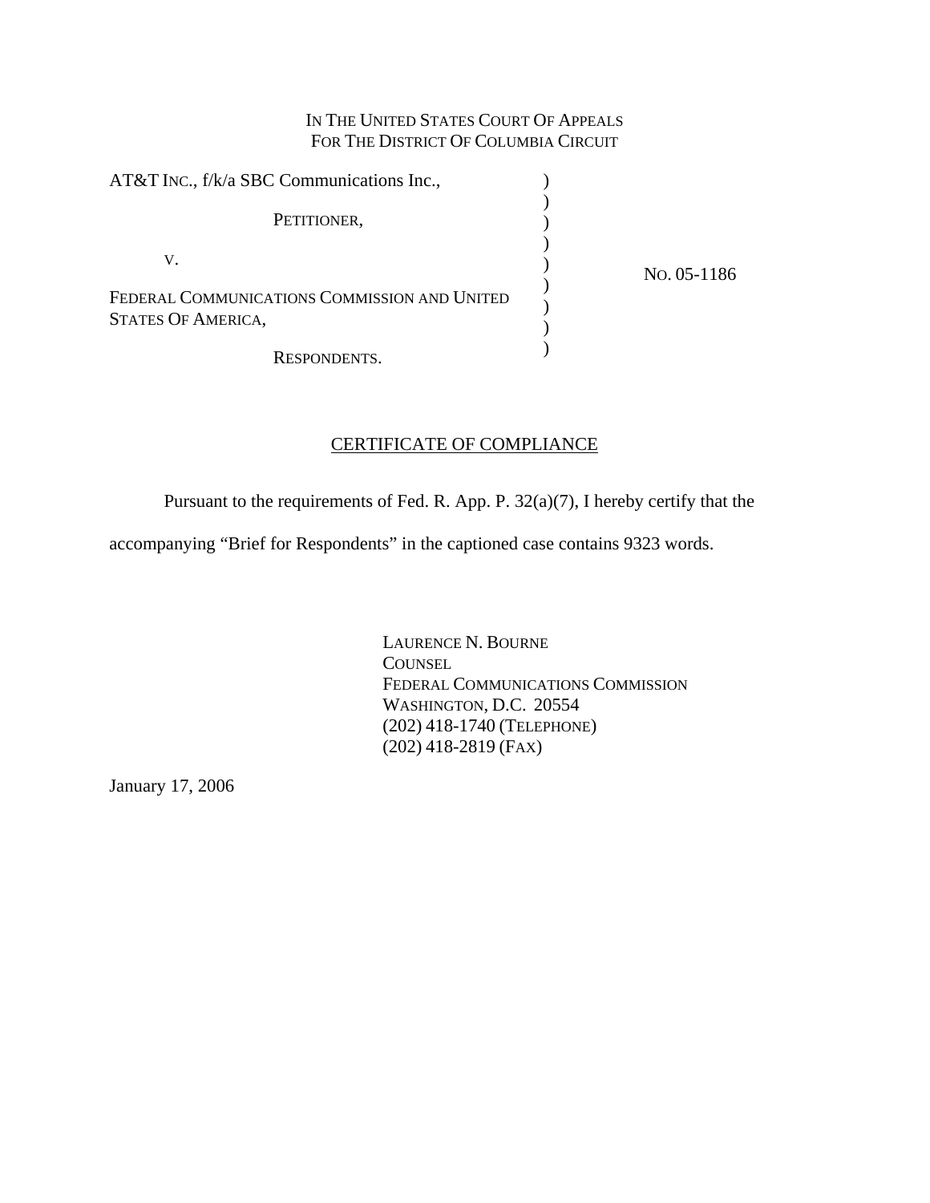IN THE UNITED STATES COURT OF APPEALS
FOR THE DISTRICT OF COLUMBIA CIRCUIT

AT&T INC., f/k/a SBC Communications Inc.,

PETITIONER,

v.

FEDERAL COMMUNICATIONS COMMISSION AND UNITED STATES OF AMERICA,

RESPONDENTS.

NO. 05-1186

## CERTIFICATE OF COMPLIANCE

Pursuant to the requirements of Fed. R. App. P. 32(a)(7), I hereby certify that the accompanying "Brief for Respondents" in the captioned case contains 9323 words.

LAURENCE N. BOURNE
COUNSEL
FEDERAL COMMUNICATIONS COMMISSION
WASHINGTON, D.C. 20554
(202) 418-1740 (TELEPHONE)
(202) 418-2819 (FAX)

January 17, 2006